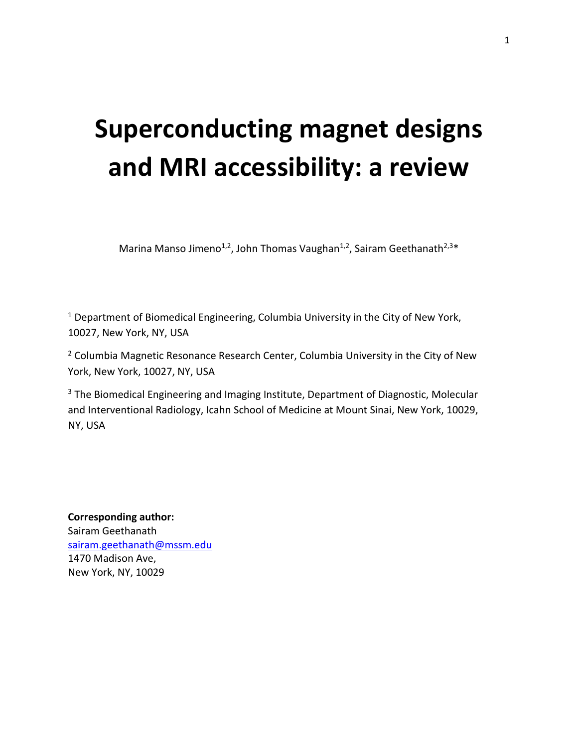# Superconducting magnet designs and MRI accessibility: a review

Marina Manso Jimeno[1,2], John Thomas Vaughan[1,2], Sairam Geethanath[2,3]*

[1] Department of Biomedical Engineering, Columbia University in the City of New York, 10027, New York, NY, USA

[2] Columbia Magnetic Resonance Research Center, Columbia University in the City of New York, New York, 10027, NY, USA

[3] The Biomedical Engineering and Imaging Institute, Department of Diagnostic, Molecular and Interventional Radiology, Icahn School of Medicine at Mount Sinai, New York, 10029, NY, USA

**Corresponding author:**
Sairam Geethanath
sairam.geethanath@mssm.edu
1470 Madison Ave,
New York, NY, 10029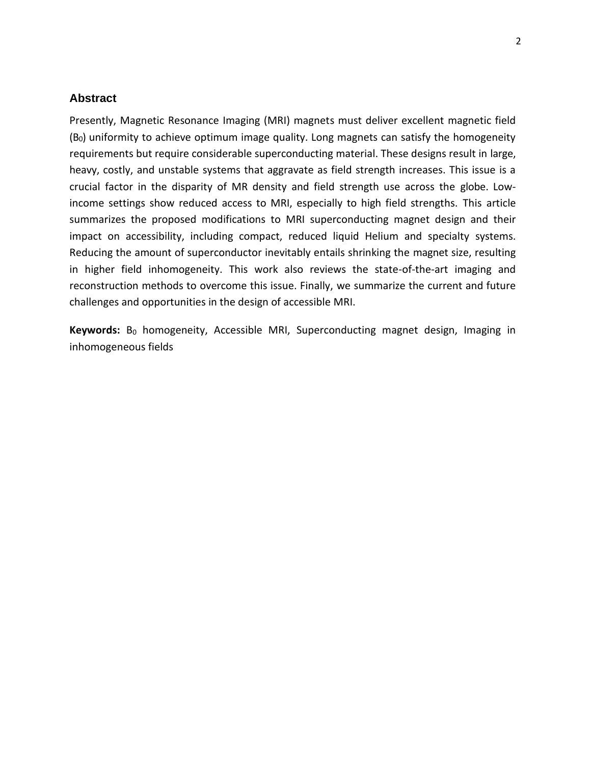## Abstract

Presently, Magnetic Resonance Imaging (MRI) magnets must deliver excellent magnetic field ($B_0$) uniformity to achieve optimum image quality. Long magnets can satisfy the homogeneity requirements but require considerable superconducting material. These designs result in large, heavy, costly, and unstable systems that aggravate as field strength increases. This issue is a crucial factor in the disparity of MR density and field strength use across the globe. Low-income settings show reduced access to MRI, especially to high field strengths. This article summarizes the proposed modifications to MRI superconducting magnet design and their impact on accessibility, including compact, reduced liquid Helium and specialty systems. Reducing the amount of superconductor inevitably entails shrinking the magnet size, resulting in higher field inhomogeneity. This work also reviews the state-of-the-art imaging and reconstruction methods to overcome this issue. Finally, we summarize the current and future challenges and opportunities in the design of accessible MRI.

**Keywords:** $B_0$ homogeneity, Accessible MRI, Superconducting magnet design, Imaging in inhomogeneous fields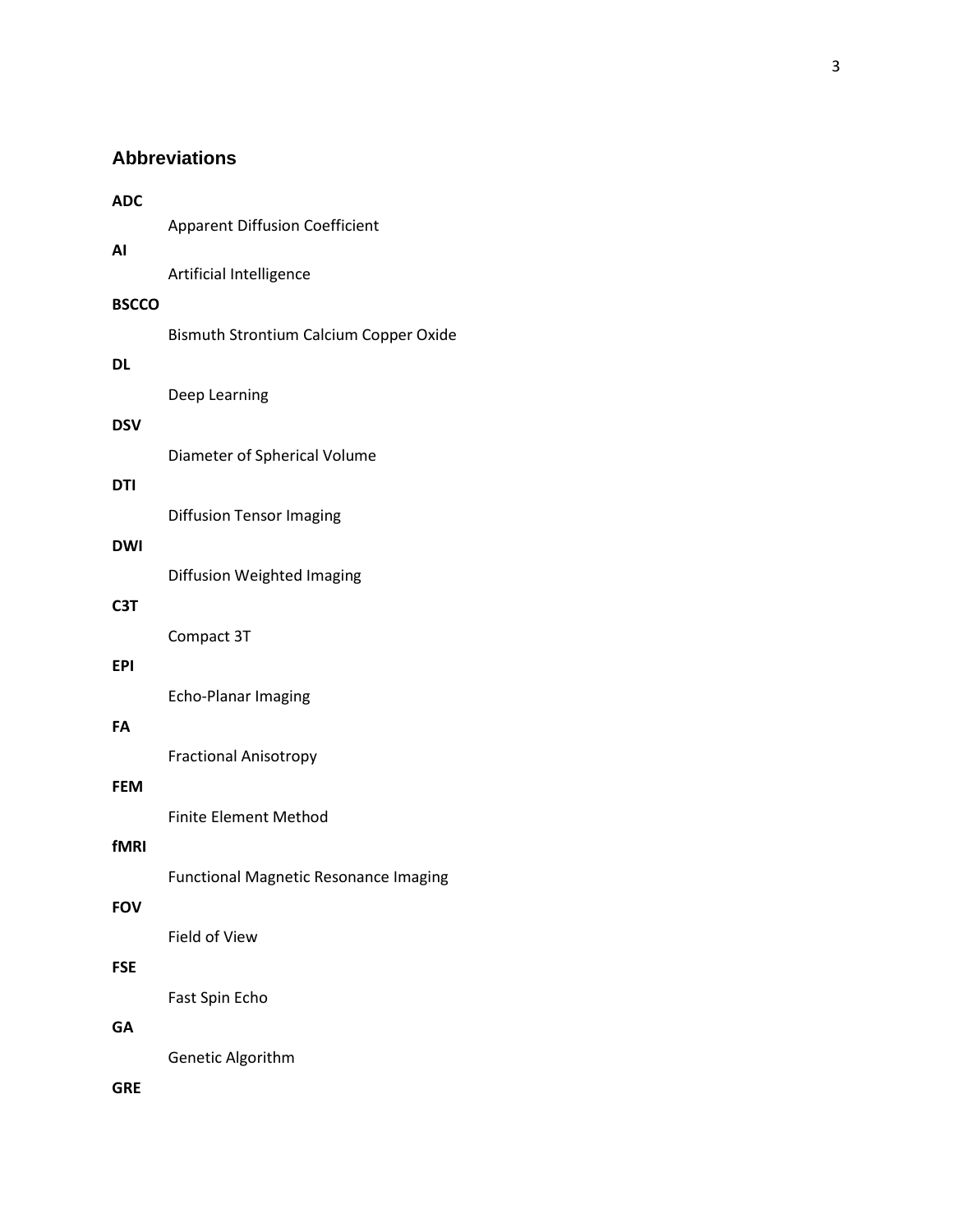## Abbreviations

**ADC**

Apparent Diffusion Coefficient

**AI**

Artificial Intelligence

**BSCCO**

Bismuth Strontium Calcium Copper Oxide

**DL**

Deep Learning

**DSV**

Diameter of Spherical Volume

**DTI**

Diffusion Tensor Imaging

**DWI**

Diffusion Weighted Imaging

**C3T**

Compact 3T

**EPI**

Echo-Planar Imaging

**FA**

Fractional Anisotropy

**FEM**

Finite Element Method

**fMRI**

Functional Magnetic Resonance Imaging

**FOV**

Field of View

**FSE**

Fast Spin Echo

**GA**

Genetic Algorithm

**GRE**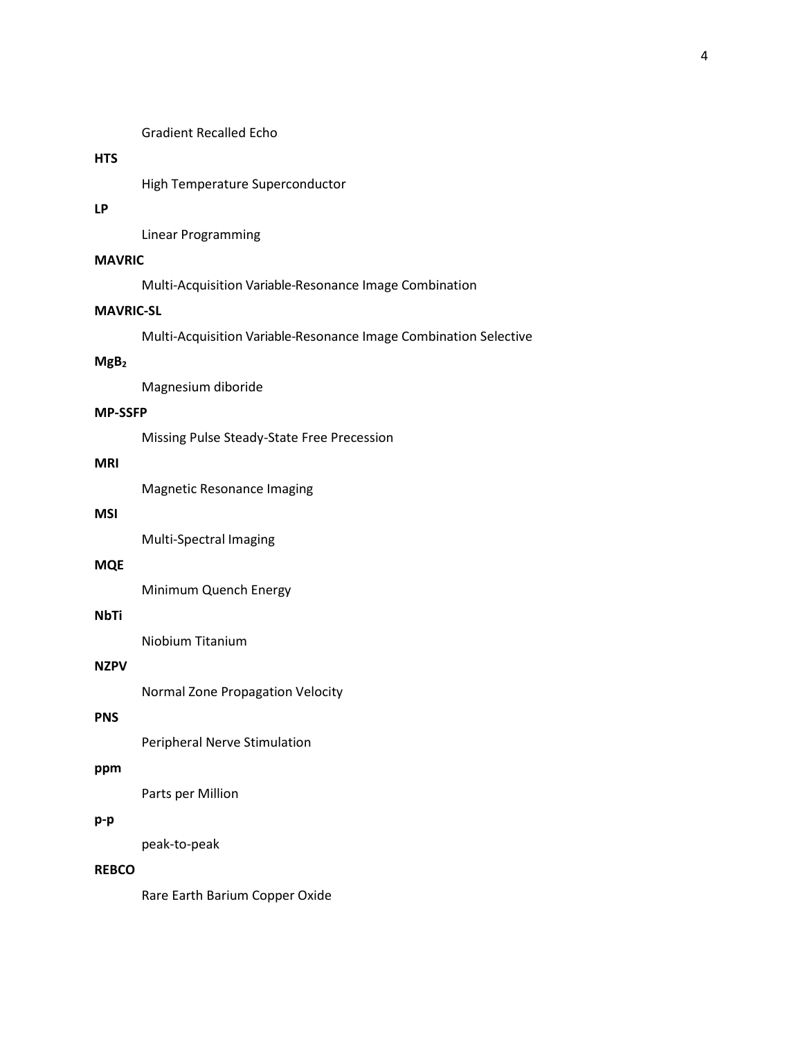Gradient Recalled Echo

**HTS**

High Temperature Superconductor

**LP**

Linear Programming

**MAVRIC**

Multi-Acquisition Variable-Resonance Image Combination

**MAVRIC-SL**

Multi-Acquisition Variable-Resonance Image Combination Selective

**$MgB_2$**

Magnesium diboride

**MP-SSFP**

Missing Pulse Steady-State Free Precession

**MRI**

Magnetic Resonance Imaging

**MSI**

Multi-Spectral Imaging

**MQE**

Minimum Quench Energy

**NbTi**

Niobium Titanium

**NZPV**

Normal Zone Propagation Velocity

**PNS**

Peripheral Nerve Stimulation

**ppm**

Parts per Million

**p-p**

peak-to-peak

**REBCO**

Rare Earth Barium Copper Oxide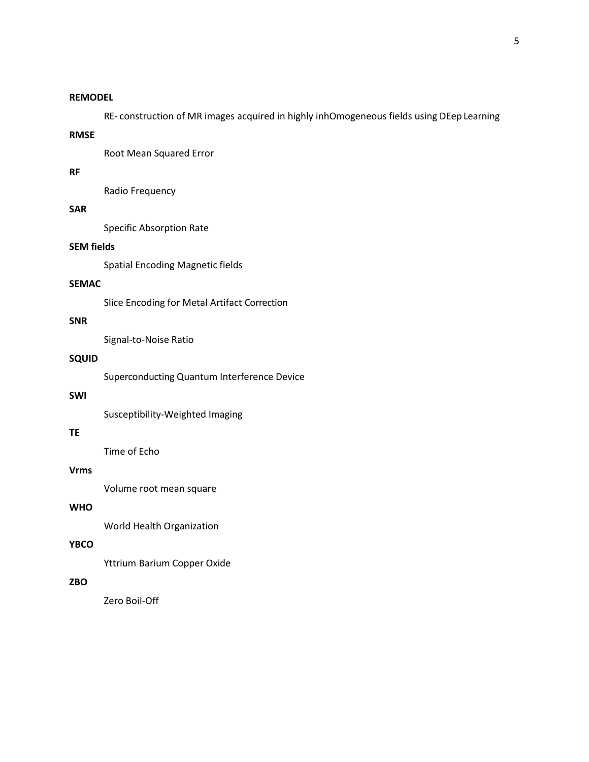**REMODEL**

RE- construction of MR images acquired in highly inhOmogeneous fields using DEep Learning

**RMSE**

Root Mean Squared Error

**RF**

Radio Frequency

**SAR**

Specific Absorption Rate

**SEM fields**

Spatial Encoding Magnetic fields

**SEMAC**

Slice Encoding for Metal Artifact Correction

**SNR**

Signal-to-Noise Ratio

**SQUID**

Superconducting Quantum Interference Device

**SWI**

Susceptibility-Weighted Imaging

**TE**

Time of Echo

**Vrms**

Volume root mean square

**WHO**

World Health Organization

**YBCO**

Yttrium Barium Copper Oxide

**ZBO**

Zero Boil-Off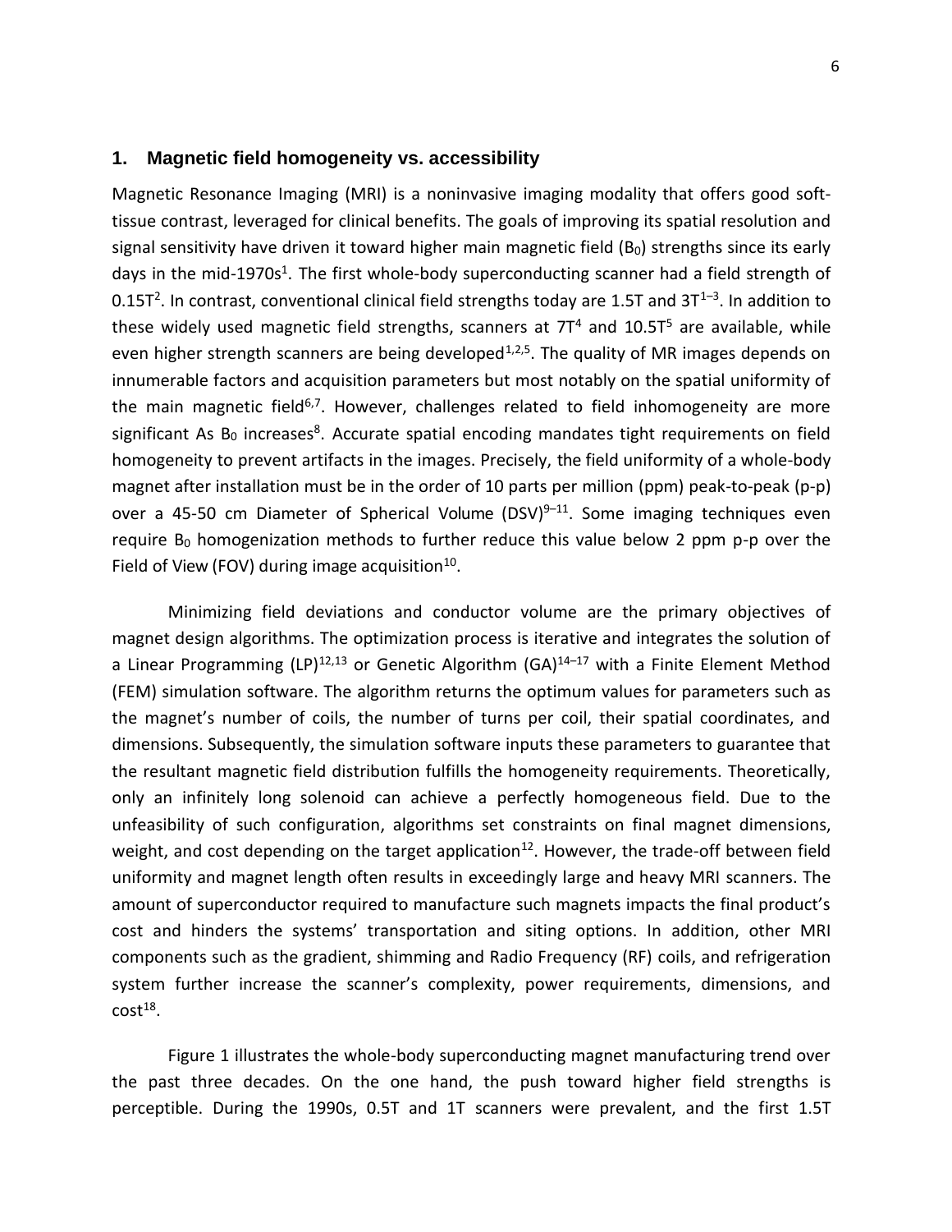## 1. Magnetic field homogeneity vs. accessibility

Magnetic Resonance Imaging (MRI) is a noninvasive imaging modality that offers good soft-tissue contrast, leveraged for clinical benefits. The goals of improving its spatial resolution and signal sensitivity have driven it toward higher main magnetic field ($B_0$) strengths since its early days in the mid-1970s[1]. The first whole-body superconducting scanner had a field strength of 0.15T[2]. In contrast, conventional clinical field strengths today are 1.5T and 3T[1–3]. In addition to these widely used magnetic field strengths, scanners at 7T[4] and 10.5T[5] are available, while even higher strength scanners are being developed[1,2,5]. The quality of MR images depends on innumerable factors and acquisition parameters but most notably on the spatial uniformity of the main magnetic field[6,7]. However, challenges related to field inhomogeneity are more significant As $B_0$ increases[8]. Accurate spatial encoding mandates tight requirements on field homogeneity to prevent artifacts in the images. Precisely, the field uniformity of a whole-body magnet after installation must be in the order of 10 parts per million (ppm) peak-to-peak (p-p) over a 45-50 cm Diameter of Spherical Volume (DSV)[9–11]. Some imaging techniques even require $B_0$ homogenization methods to further reduce this value below 2 ppm p-p over the Field of View (FOV) during image acquisition[10].

Minimizing field deviations and conductor volume are the primary objectives of magnet design algorithms. The optimization process is iterative and integrates the solution of a Linear Programming (LP)[12,13] or Genetic Algorithm (GA)[14–17] with a Finite Element Method (FEM) simulation software. The algorithm returns the optimum values for parameters such as the magnet's number of coils, the number of turns per coil, their spatial coordinates, and dimensions. Subsequently, the simulation software inputs these parameters to guarantee that the resultant magnetic field distribution fulfills the homogeneity requirements. Theoretically, only an infinitely long solenoid can achieve a perfectly homogeneous field. Due to the unfeasibility of such configuration, algorithms set constraints on final magnet dimensions, weight, and cost depending on the target application[12]. However, the trade-off between field uniformity and magnet length often results in exceedingly large and heavy MRI scanners. The amount of superconductor required to manufacture such magnets impacts the final product's cost and hinders the systems' transportation and siting options. In addition, other MRI components such as the gradient, shimming and Radio Frequency (RF) coils, and refrigeration system further increase the scanner's complexity, power requirements, dimensions, and cost[18].

Figure 1 illustrates the whole-body superconducting magnet manufacturing trend over the past three decades. On the one hand, the push toward higher field strengths is perceptible. During the 1990s, 0.5T and 1T scanners were prevalent, and the first 1.5T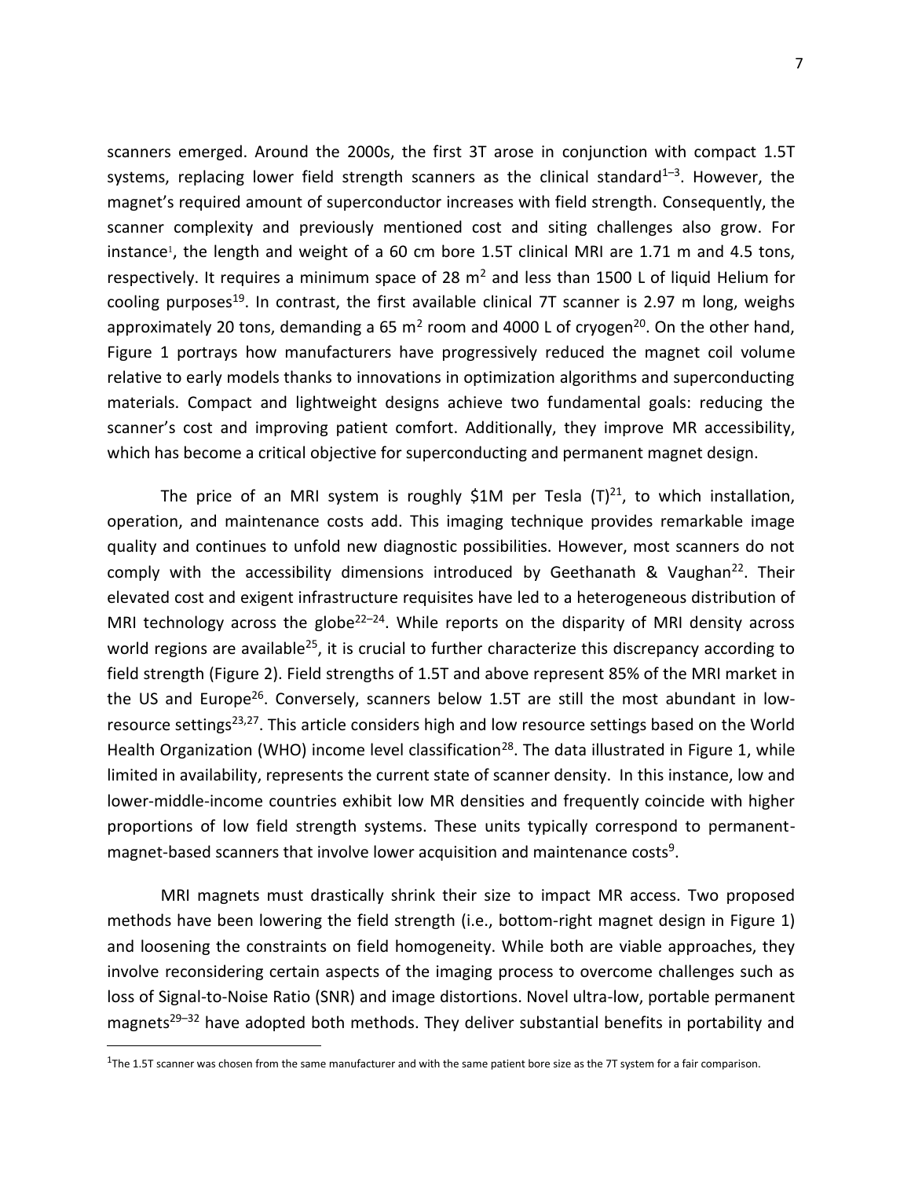scanners emerged. Around the 2000s, the first 3T arose in conjunction with compact 1.5T systems, replacing lower field strength scanners as the clinical standard[1–3]. However, the magnet's required amount of superconductor increases with field strength. Consequently, the scanner complexity and previously mentioned cost and siting challenges also grow. For instance[1], the length and weight of a 60 cm bore 1.5T clinical MRI are 1.71 m and 4.5 tons, respectively. It requires a minimum space of 28 $m^2$ and less than 1500 L of liquid Helium for cooling purposes[19]. In contrast, the first available clinical 7T scanner is 2.97 m long, weighs approximately 20 tons, demanding a 65 $m^2$ room and 4000 L of cryogen[20]. On the other hand, Figure 1 portrays how manufacturers have progressively reduced the magnet coil volume relative to early models thanks to innovations in optimization algorithms and superconducting materials. Compact and lightweight designs achieve two fundamental goals: reducing the scanner's cost and improving patient comfort. Additionally, they improve MR accessibility, which has become a critical objective for superconducting and permanent magnet design.

The price of an MRI system is roughly \$1M per Tesla (T)[21], to which installation, operation, and maintenance costs add. This imaging technique provides remarkable image quality and continues to unfold new diagnostic possibilities. However, most scanners do not comply with the accessibility dimensions introduced by Geethanath & Vaughan[22]. Their elevated cost and exigent infrastructure requisites have led to a heterogeneous distribution of MRI technology across the globe[22–24]. While reports on the disparity of MRI density across world regions are available[25], it is crucial to further characterize this discrepancy according to field strength (Figure 2). Field strengths of 1.5T and above represent 85% of the MRI market in the US and Europe[26]. Conversely, scanners below 1.5T are still the most abundant in low-resource settings[23,27]. This article considers high and low resource settings based on the World Health Organization (WHO) income level classification[28]. The data illustrated in Figure 1, while limited in availability, represents the current state of scanner density. In this instance, low and lower-middle-income countries exhibit low MR densities and frequently coincide with higher proportions of low field strength systems. These units typically correspond to permanent-magnet-based scanners that involve lower acquisition and maintenance costs[9].

MRI magnets must drastically shrink their size to impact MR access. Two proposed methods have been lowering the field strength (i.e., bottom-right magnet design in Figure 1) and loosening the constraints on field homogeneity. While both are viable approaches, they involve reconsidering certain aspects of the imaging process to overcome challenges such as loss of Signal-to-Noise Ratio (SNR) and image distortions. Novel ultra-low, portable permanent magnets[29–32] have adopted both methods. They deliver substantial benefits in portability and

[1] The 1.5T scanner was chosen from the same manufacturer and with the same patient bore size as the 7T system for a fair comparison.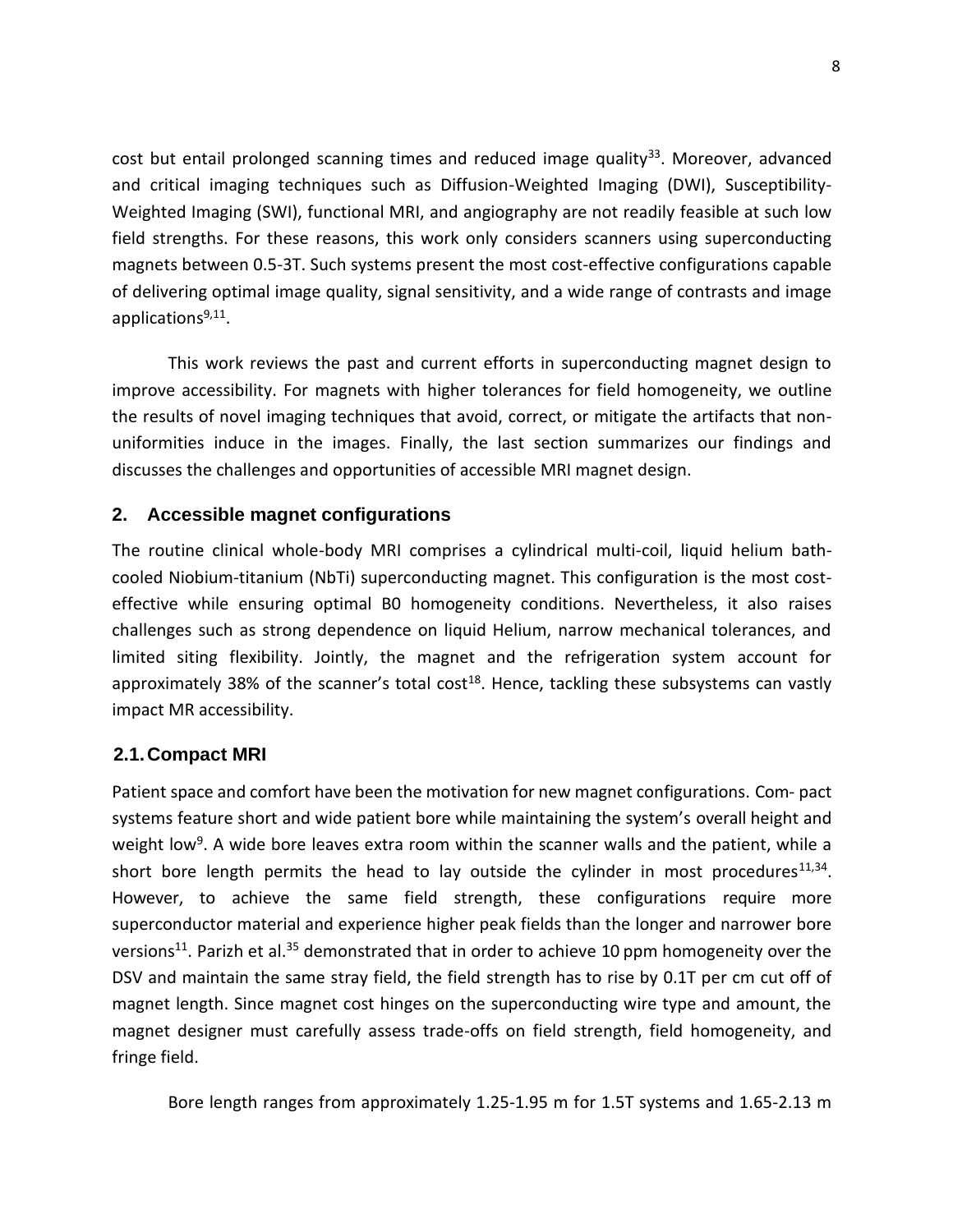cost but entail prolonged scanning times and reduced image quality[33]. Moreover, advanced and critical imaging techniques such as Diffusion-Weighted Imaging (DWI), Susceptibility-Weighted Imaging (SWI), functional MRI, and angiography are not readily feasible at such low field strengths. For these reasons, this work only considers scanners using superconducting magnets between 0.5-3T. Such systems present the most cost-effective configurations capable of delivering optimal image quality, signal sensitivity, and a wide range of contrasts and image applications[9,11].

This work reviews the past and current efforts in superconducting magnet design to improve accessibility. For magnets with higher tolerances for field homogeneity, we outline the results of novel imaging techniques that avoid, correct, or mitigate the artifacts that non-uniformities induce in the images. Finally, the last section summarizes our findings and discusses the challenges and opportunities of accessible MRI magnet design.

## 2. Accessible magnet configurations

The routine clinical whole-body MRI comprises a cylindrical multi-coil, liquid helium bath-cooled Niobium-titanium (NbTi) superconducting magnet. This configuration is the most cost-effective while ensuring optimal B0 homogeneity conditions. Nevertheless, it also raises challenges such as strong dependence on liquid Helium, narrow mechanical tolerances, and limited siting flexibility. Jointly, the magnet and the refrigeration system account for approximately 38% of the scanner's total cost[18]. Hence, tackling these subsystems can vastly impact MR accessibility.

### 2.1. Compact MRI

Patient space and comfort have been the motivation for new magnet configurations. Com- pact systems feature short and wide patient bore while maintaining the system's overall height and weight low[9]. A wide bore leaves extra room within the scanner walls and the patient, while a short bore length permits the head to lay outside the cylinder in most procedures[11,34]. However, to achieve the same field strength, these configurations require more superconductor material and experience higher peak fields than the longer and narrower bore versions[11]. Parizh et al.[35] demonstrated that in order to achieve 10 ppm homogeneity over the DSV and maintain the same stray field, the field strength has to rise by 0.1T per cm cut off of magnet length. Since magnet cost hinges on the superconducting wire type and amount, the magnet designer must carefully assess trade-offs on field strength, field homogeneity, and fringe field.

Bore length ranges from approximately 1.25-1.95 m for 1.5T systems and 1.65-2.13 m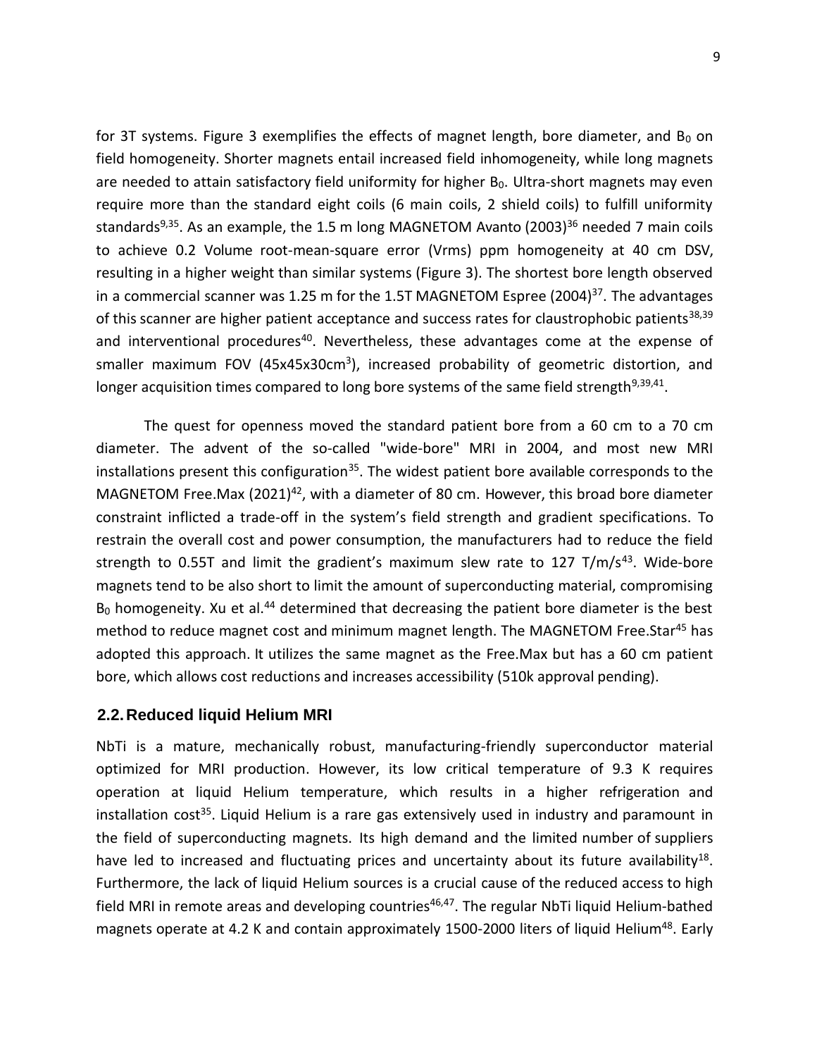for 3T systems. Figure 3 exemplifies the effects of magnet length, bore diameter, and $B_0$ on field homogeneity. Shorter magnets entail increased field inhomogeneity, while long magnets are needed to attain satisfactory field uniformity for higher $B_0$. Ultra-short magnets may even require more than the standard eight coils (6 main coils, 2 shield coils) to fulfill uniformity standards[9,35]. As an example, the 1.5 m long MAGNETOM Avanto (2003)[36] needed 7 main coils to achieve 0.2 Volume root-mean-square error (Vrms) ppm homogeneity at 40 cm DSV, resulting in a higher weight than similar systems (Figure 3). The shortest bore length observed in a commercial scanner was 1.25 m for the 1.5T MAGNETOM Espree (2004)[37]. The advantages of this scanner are higher patient acceptance and success rates for claustrophobic patients[38,39] and interventional procedures[40]. Nevertheless, these advantages come at the expense of smaller maximum FOV (45x45x30cm$^3$), increased probability of geometric distortion, and longer acquisition times compared to long bore systems of the same field strength[9,39,41].

The quest for openness moved the standard patient bore from a 60 cm to a 70 cm diameter. The advent of the so-called "wide-bore" MRI in 2004, and most new MRI installations present this configuration[35]. The widest patient bore available corresponds to the MAGNETOM Free.Max (2021)[42], with a diameter of 80 cm. However, this broad bore diameter constraint inflicted a trade-off in the system's field strength and gradient specifications. To restrain the overall cost and power consumption, the manufacturers had to reduce the field strength to 0.55T and limit the gradient's maximum slew rate to 127 T/m/s[43]. Wide-bore magnets tend to be also short to limit the amount of superconducting material, compromising $B_0$ homogeneity. Xu et al.[44] determined that decreasing the patient bore diameter is the best method to reduce magnet cost and minimum magnet length. The MAGNETOM Free.Star[45] has adopted this approach. It utilizes the same magnet as the Free.Max but has a 60 cm patient bore, which allows cost reductions and increases accessibility (510k approval pending).

## 2.2. Reduced liquid Helium MRI

NbTi is a mature, mechanically robust, manufacturing-friendly superconductor material optimized for MRI production. However, its low critical temperature of 9.3 K requires operation at liquid Helium temperature, which results in a higher refrigeration and installation cost[35]. Liquid Helium is a rare gas extensively used in industry and paramount in the field of superconducting magnets. Its high demand and the limited number of suppliers have led to increased and fluctuating prices and uncertainty about its future availability[18]. Furthermore, the lack of liquid Helium sources is a crucial cause of the reduced access to high field MRI in remote areas and developing countries[46,47]. The regular NbTi liquid Helium-bathed magnets operate at 4.2 K and contain approximately 1500-2000 liters of liquid Helium[48]. Early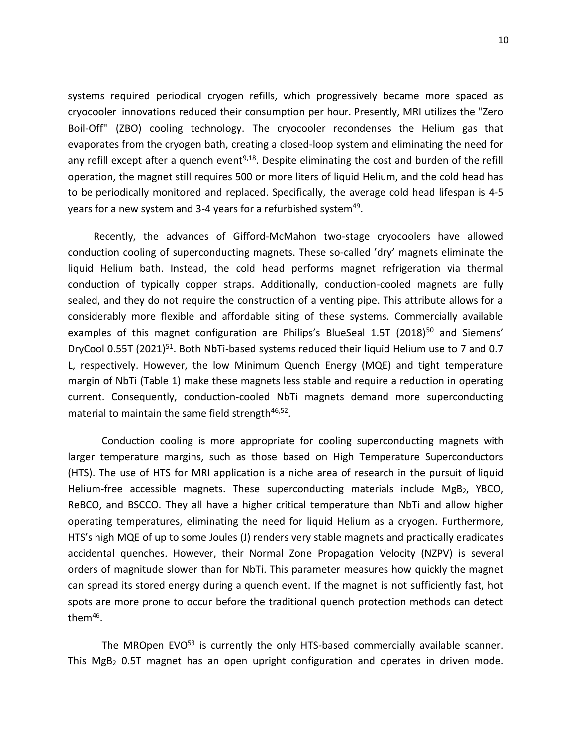systems required periodical cryogen refills, which progressively became more spaced as cryocooler innovations reduced their consumption per hour. Presently, MRI utilizes the "Zero Boil-Off" (ZBO) cooling technology. The cryocooler recondenses the Helium gas that evaporates from the cryogen bath, creating a closed-loop system and eliminating the need for any refill except after a quench event[9,18]. Despite eliminating the cost and burden of the refill operation, the magnet still requires 500 or more liters of liquid Helium, and the cold head has to be periodically monitored and replaced. Specifically, the average cold head lifespan is 4-5 years for a new system and 3-4 years for a refurbished system[49].

Recently, the advances of Gifford-McMahon two-stage cryocoolers have allowed conduction cooling of superconducting magnets. These so-called 'dry' magnets eliminate the liquid Helium bath. Instead, the cold head performs magnet refrigeration via thermal conduction of typically copper straps. Additionally, conduction-cooled magnets are fully sealed, and they do not require the construction of a venting pipe. This attribute allows for a considerably more flexible and affordable siting of these systems. Commercially available examples of this magnet configuration are Philips's BlueSeal 1.5T (2018)[50] and Siemens' DryCool 0.55T (2021)[51]. Both NbTi-based systems reduced their liquid Helium use to 7 and 0.7 L, respectively. However, the low Minimum Quench Energy (MQE) and tight temperature margin of NbTi (Table 1) make these magnets less stable and require a reduction in operating current. Consequently, conduction-cooled NbTi magnets demand more superconducting material to maintain the same field strength[46,52].

Conduction cooling is more appropriate for cooling superconducting magnets with larger temperature margins, such as those based on High Temperature Superconductors (HTS). The use of HTS for MRI application is a niche area of research in the pursuit of liquid Helium-free accessible magnets. These superconducting materials include $MgB_2$, YBCO, ReBCO, and BSCCO. They all have a higher critical temperature than NbTi and allow higher operating temperatures, eliminating the need for liquid Helium as a cryogen. Furthermore, HTS's high MQE of up to some Joules (J) renders very stable magnets and practically eradicates accidental quenches. However, their Normal Zone Propagation Velocity (NZPV) is several orders of magnitude slower than for NbTi. This parameter measures how quickly the magnet can spread its stored energy during a quench event. If the magnet is not sufficiently fast, hot spots are more prone to occur before the traditional quench protection methods can detect them[46].

The MROpen EVO[53] is currently the only HTS-based commercially available scanner. This $MgB_2$ 0.5T magnet has an open upright configuration and operates in driven mode.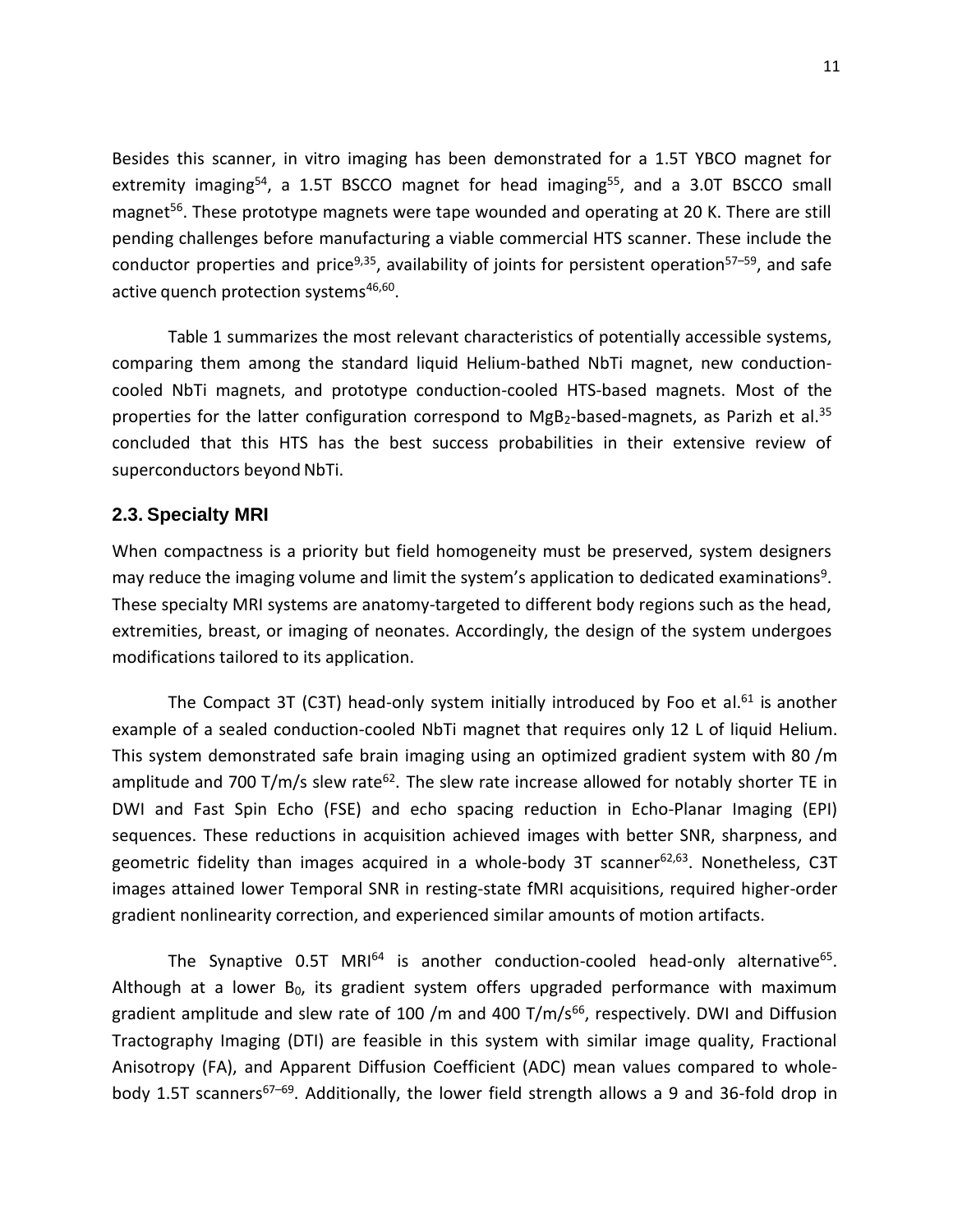Besides this scanner, in vitro imaging has been demonstrated for a 1.5T YBCO magnet for extremity imaging[54], a 1.5T BSCCO magnet for head imaging[55], and a 3.0T BSCCO small magnet[56]. These prototype magnets were tape wounded and operating at 20 K. There are still pending challenges before manufacturing a viable commercial HTS scanner. These include the conductor properties and price[9,35], availability of joints for persistent operation[57–59], and safe active quench protection systems[46,60].

Table 1 summarizes the most relevant characteristics of potentially accessible systems, comparing them among the standard liquid Helium-bathed NbTi magnet, new conduction-cooled NbTi magnets, and prototype conduction-cooled HTS-based magnets. Most of the properties for the latter configuration correspond to $MgB_2$-based-magnets, as Parizh et al.[35] concluded that this HTS has the best success probabilities in their extensive review of superconductors beyond NbTi.

## 2.3. Specialty MRI

When compactness is a priority but field homogeneity must be preserved, system designers may reduce the imaging volume and limit the system's application to dedicated examinations[9]. These specialty MRI systems are anatomy-targeted to different body regions such as the head, extremities, breast, or imaging of neonates. Accordingly, the design of the system undergoes modifications tailored to its application.

The Compact 3T (C3T) head-only system initially introduced by Foo et al.[61] is another example of a sealed conduction-cooled NbTi magnet that requires only 12 L of liquid Helium. This system demonstrated safe brain imaging using an optimized gradient system with 80 /m amplitude and 700 T/m/s slew rate[62]. The slew rate increase allowed for notably shorter TE in DWI and Fast Spin Echo (FSE) and echo spacing reduction in Echo-Planar Imaging (EPI) sequences. These reductions in acquisition achieved images with better SNR, sharpness, and geometric fidelity than images acquired in a whole-body 3T scanner[62,63]. Nonetheless, C3T images attained lower Temporal SNR in resting-state fMRI acquisitions, required higher-order gradient nonlinearity correction, and experienced similar amounts of motion artifacts.

The Synaptive 0.5T MRI[64] is another conduction-cooled head-only alternative[65]. Although at a lower $B_0$, its gradient system offers upgraded performance with maximum gradient amplitude and slew rate of 100 /m and 400 T/m/s[66], respectively. DWI and Diffusion Tractography Imaging (DTI) are feasible in this system with similar image quality, Fractional Anisotropy (FA), and Apparent Diffusion Coefficient (ADC) mean values compared to whole-body 1.5T scanners[67–69]. Additionally, the lower field strength allows a 9 and 36-fold drop in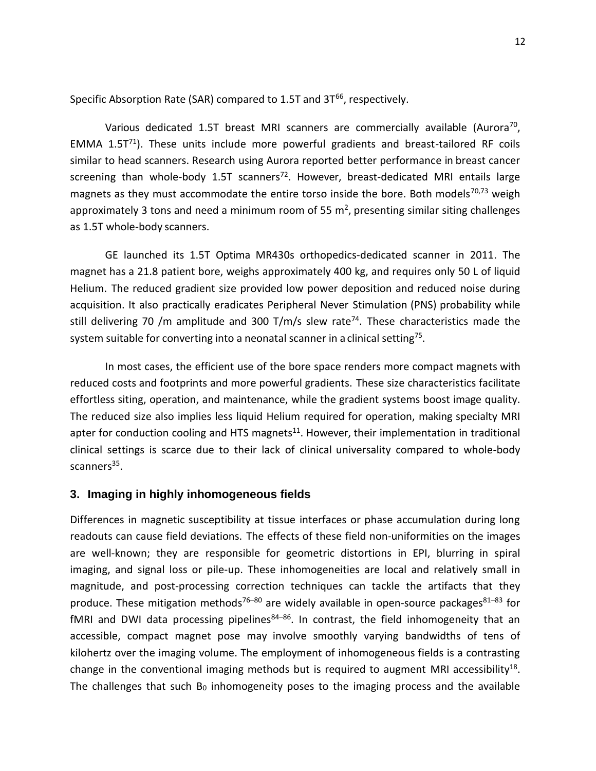Specific Absorption Rate (SAR) compared to 1.5T and 3T[66], respectively.

Various dedicated 1.5T breast MRI scanners are commercially available (Aurora[70], EMMA 1.5T[71]). These units include more powerful gradients and breast-tailored RF coils similar to head scanners. Research using Aurora reported better performance in breast cancer screening than whole-body 1.5T scanners[72]. However, breast-dedicated MRI entails large magnets as they must accommodate the entire torso inside the bore. Both models[70,73] weigh approximately 3 tons and need a minimum room of 55 $m^2$, presenting similar siting challenges as 1.5T whole-body scanners.

GE launched its 1.5T Optima MR430s orthopedics-dedicated scanner in 2011. The magnet has a 21.8 patient bore, weighs approximately 400 kg, and requires only 50 L of liquid Helium. The reduced gradient size provided low power deposition and reduced noise during acquisition. It also practically eradicates Peripheral Never Stimulation (PNS) probability while still delivering 70 /m amplitude and 300 T/m/s slew rate[74]. These characteristics made the system suitable for converting into a neonatal scanner in a clinical setting[75].

In most cases, the efficient use of the bore space renders more compact magnets with reduced costs and footprints and more powerful gradients. These size characteristics facilitate effortless siting, operation, and maintenance, while the gradient systems boost image quality. The reduced size also implies less liquid Helium required for operation, making specialty MRI apter for conduction cooling and HTS magnets[11]. However, their implementation in traditional clinical settings is scarce due to their lack of clinical universality compared to whole-body scanners[35].

## 3. Imaging in highly inhomogeneous fields

Differences in magnetic susceptibility at tissue interfaces or phase accumulation during long readouts can cause field deviations. The effects of these field non-uniformities on the images are well-known; they are responsible for geometric distortions in EPI, blurring in spiral imaging, and signal loss or pile-up. These inhomogeneities are local and relatively small in magnitude, and post-processing correction techniques can tackle the artifacts that they produce. These mitigation methods[76–80] are widely available in open-source packages[81–83] for fMRI and DWI data processing pipelines[84–86]. In contrast, the field inhomogeneity that an accessible, compact magnet pose may involve smoothly varying bandwidths of tens of kilohertz over the imaging volume. The employment of inhomogeneous fields is a contrasting change in the conventional imaging methods but is required to augment MRI accessibility[18]. The challenges that such $B_0$ inhomogeneity poses to the imaging process and the available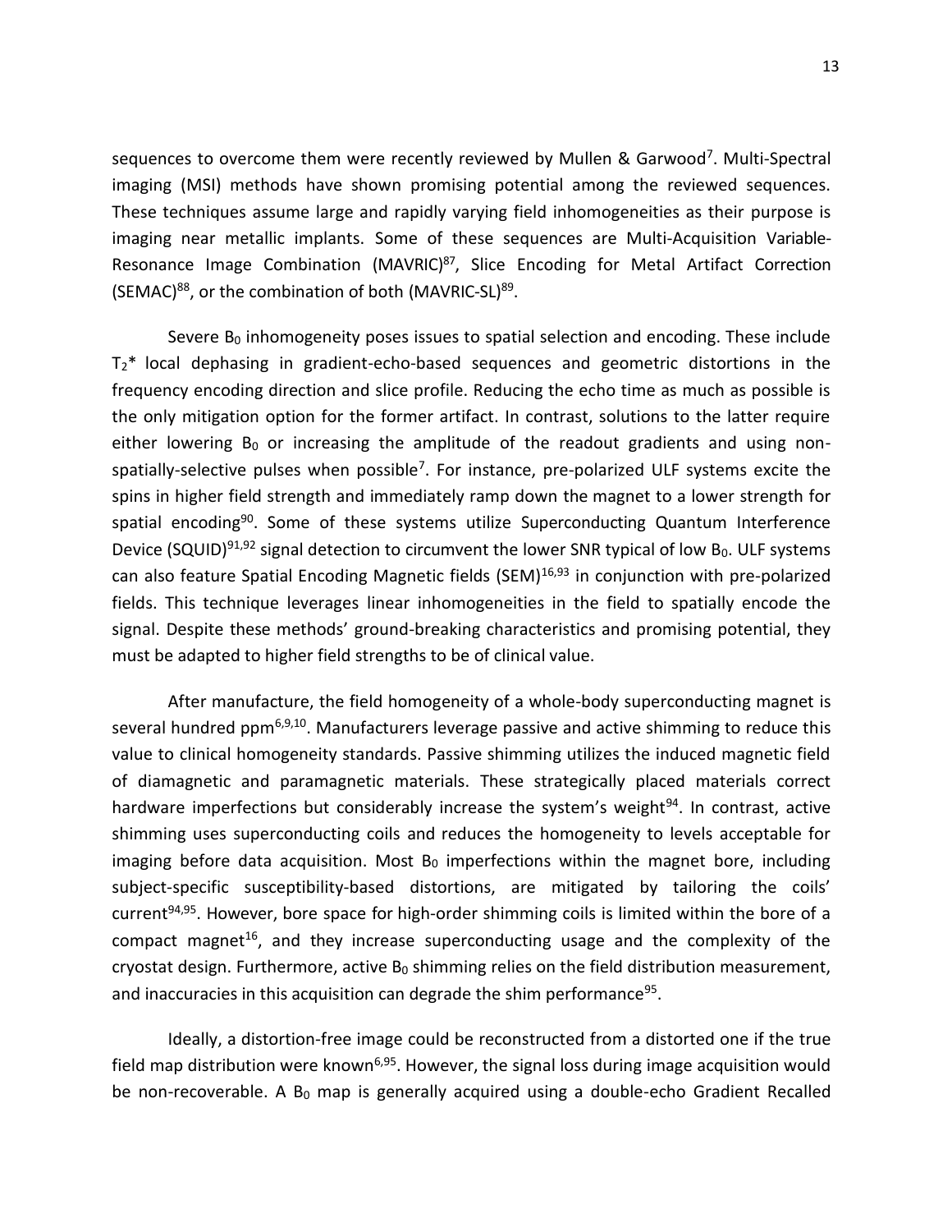sequences to overcome them were recently reviewed by Mullen & Garwood[7]. Multi-Spectral imaging (MSI) methods have shown promising potential among the reviewed sequences. These techniques assume large and rapidly varying field inhomogeneities as their purpose is imaging near metallic implants. Some of these sequences are Multi-Acquisition Variable-Resonance Image Combination (MAVRIC)[87], Slice Encoding for Metal Artifact Correction (SEMAC)[88], or the combination of both (MAVRIC-SL)[89].

Severe $B_0$ inhomogeneity poses issues to spatial selection and encoding. These include $T_2$* local dephasing in gradient-echo-based sequences and geometric distortions in the frequency encoding direction and slice profile. Reducing the echo time as much as possible is the only mitigation option for the former artifact. In contrast, solutions to the latter require either lowering $B_0$ or increasing the amplitude of the readout gradients and using non-spatially-selective pulses when possible[7]. For instance, pre-polarized ULF systems excite the spins in higher field strength and immediately ramp down the magnet to a lower strength for spatial encoding[90]. Some of these systems utilize Superconducting Quantum Interference Device (SQUID)[91,92] signal detection to circumvent the lower SNR typical of low $B_0$. ULF systems can also feature Spatial Encoding Magnetic fields (SEM)[16,93] in conjunction with pre-polarized fields. This technique leverages linear inhomogeneities in the field to spatially encode the signal. Despite these methods' ground-breaking characteristics and promising potential, they must be adapted to higher field strengths to be of clinical value.

After manufacture, the field homogeneity of a whole-body superconducting magnet is several hundred ppm[6,9,10]. Manufacturers leverage passive and active shimming to reduce this value to clinical homogeneity standards. Passive shimming utilizes the induced magnetic field of diamagnetic and paramagnetic materials. These strategically placed materials correct hardware imperfections but considerably increase the system's weight[94]. In contrast, active shimming uses superconducting coils and reduces the homogeneity to levels acceptable for imaging before data acquisition. Most $B_0$ imperfections within the magnet bore, including subject-specific susceptibility-based distortions, are mitigated by tailoring the coils' current[94,95]. However, bore space for high-order shimming coils is limited within the bore of a compact magnet[16], and they increase superconducting usage and the complexity of the cryostat design. Furthermore, active $B_0$ shimming relies on the field distribution measurement, and inaccuracies in this acquisition can degrade the shim performance[95].

Ideally, a distortion-free image could be reconstructed from a distorted one if the true field map distribution were known[6,95]. However, the signal loss during image acquisition would be non-recoverable. A $B_0$ map is generally acquired using a double-echo Gradient Recalled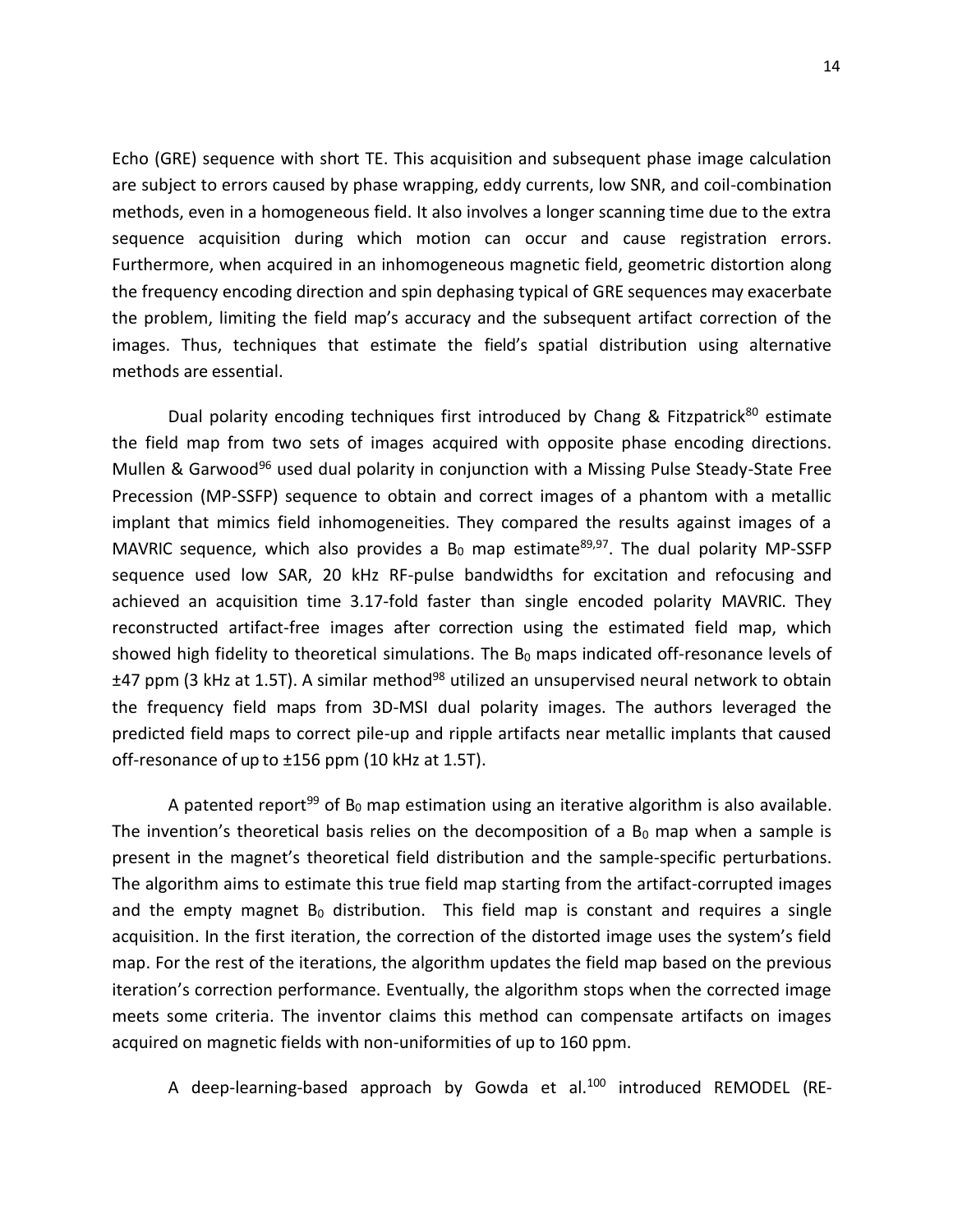Echo (GRE) sequence with short TE. This acquisition and subsequent phase image calculation are subject to errors caused by phase wrapping, eddy currents, low SNR, and coil-combination methods, even in a homogeneous field. It also involves a longer scanning time due to the extra sequence acquisition during which motion can occur and cause registration errors. Furthermore, when acquired in an inhomogeneous magnetic field, geometric distortion along the frequency encoding direction and spin dephasing typical of GRE sequences may exacerbate the problem, limiting the field map's accuracy and the subsequent artifact correction of the images. Thus, techniques that estimate the field's spatial distribution using alternative methods are essential.

Dual polarity encoding techniques first introduced by Chang & Fitzpatrick[80] estimate the field map from two sets of images acquired with opposite phase encoding directions. Mullen & Garwood[96] used dual polarity in conjunction with a Missing Pulse Steady-State Free Precession (MP-SSFP) sequence to obtain and correct images of a phantom with a metallic implant that mimics field inhomogeneities. They compared the results against images of a MAVRIC sequence, which also provides a $B_0$ map estimate[89,97]. The dual polarity MP-SSFP sequence used low SAR, 20 kHz RF-pulse bandwidths for excitation and refocusing and achieved an acquisition time 3.17-fold faster than single encoded polarity MAVRIC. They reconstructed artifact-free images after correction using the estimated field map, which showed high fidelity to theoretical simulations. The $B_0$ maps indicated off-resonance levels of ±47 ppm (3 kHz at 1.5T). A similar method[98] utilized an unsupervised neural network to obtain the frequency field maps from 3D-MSI dual polarity images. The authors leveraged the predicted field maps to correct pile-up and ripple artifacts near metallic implants that caused off-resonance of up to ±156 ppm (10 kHz at 1.5T).

A patented report[99] of $B_0$ map estimation using an iterative algorithm is also available. The invention's theoretical basis relies on the decomposition of a $B_0$ map when a sample is present in the magnet's theoretical field distribution and the sample-specific perturbations. The algorithm aims to estimate this true field map starting from the artifact-corrupted images and the empty magnet $B_0$ distribution. This field map is constant and requires a single acquisition. In the first iteration, the correction of the distorted image uses the system's field map. For the rest of the iterations, the algorithm updates the field map based on the previous iteration's correction performance. Eventually, the algorithm stops when the corrected image meets some criteria. The inventor claims this method can compensate artifacts on images acquired on magnetic fields with non-uniformities of up to 160 ppm.

A deep-learning-based approach by Gowda et al.[100] introduced REMODEL (RE-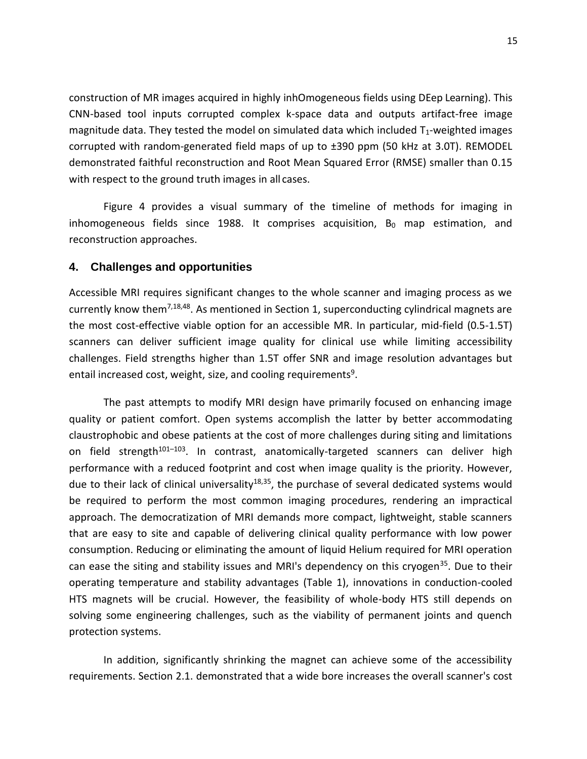construction of MR images acquired in highly inhOmogeneous fields using DEep Learning). This CNN-based tool inputs corrupted complex k-space data and outputs artifact-free image magnitude data. They tested the model on simulated data which included $T_1$-weighted images corrupted with random-generated field maps of up to ±390 ppm (50 kHz at 3.0T). REMODEL demonstrated faithful reconstruction and Root Mean Squared Error (RMSE) smaller than 0.15 with respect to the ground truth images in all cases.

Figure 4 provides a visual summary of the timeline of methods for imaging in inhomogeneous fields since 1988. It comprises acquisition, $B_0$ map estimation, and reconstruction approaches.

## 4. Challenges and opportunities

Accessible MRI requires significant changes to the whole scanner and imaging process as we currently know them[7,18,48]. As mentioned in Section 1, superconducting cylindrical magnets are the most cost-effective viable option for an accessible MR. In particular, mid-field (0.5-1.5T) scanners can deliver sufficient image quality for clinical use while limiting accessibility challenges. Field strengths higher than 1.5T offer SNR and image resolution advantages but entail increased cost, weight, size, and cooling requirements[9].

The past attempts to modify MRI design have primarily focused on enhancing image quality or patient comfort. Open systems accomplish the latter by better accommodating claustrophobic and obese patients at the cost of more challenges during siting and limitations on field strength[101–103]. In contrast, anatomically-targeted scanners can deliver high performance with a reduced footprint and cost when image quality is the priority. However, due to their lack of clinical universality[18,35], the purchase of several dedicated systems would be required to perform the most common imaging procedures, rendering an impractical approach. The democratization of MRI demands more compact, lightweight, stable scanners that are easy to site and capable of delivering clinical quality performance with low power consumption. Reducing or eliminating the amount of liquid Helium required for MRI operation can ease the siting and stability issues and MRI's dependency on this cryogen[35]. Due to their operating temperature and stability advantages (Table 1), innovations in conduction-cooled HTS magnets will be crucial. However, the feasibility of whole-body HTS still depends on solving some engineering challenges, such as the viability of permanent joints and quench protection systems.

In addition, significantly shrinking the magnet can achieve some of the accessibility requirements. Section 2.1. demonstrated that a wide bore increases the overall scanner's cost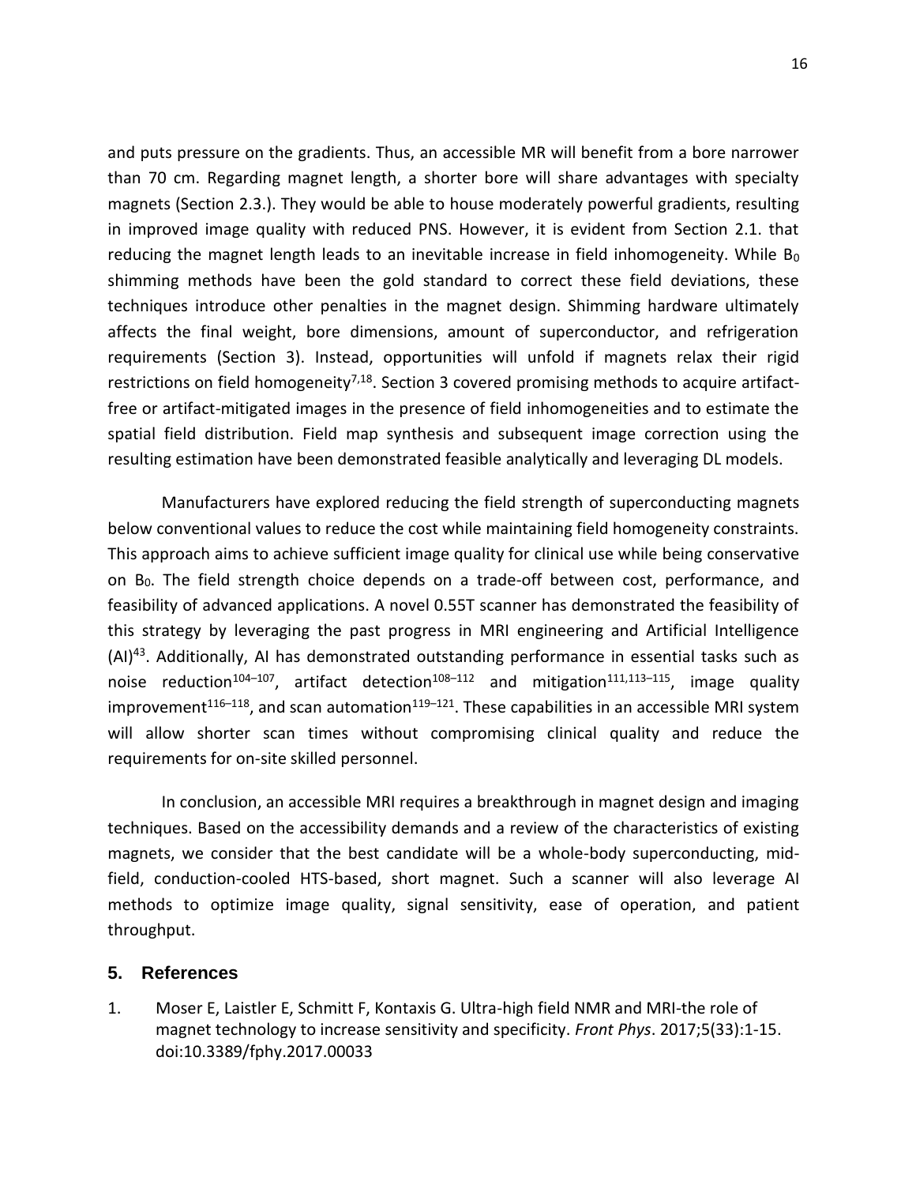and puts pressure on the gradients. Thus, an accessible MR will benefit from a bore narrower than 70 cm. Regarding magnet length, a shorter bore will share advantages with specialty magnets (Section 2.3.). They would be able to house moderately powerful gradients, resulting in improved image quality with reduced PNS. However, it is evident from Section 2.1. that reducing the magnet length leads to an inevitable increase in field inhomogeneity. While $B_0$ shimming methods have been the gold standard to correct these field deviations, these techniques introduce other penalties in the magnet design. Shimming hardware ultimately affects the final weight, bore dimensions, amount of superconductor, and refrigeration requirements (Section 3). Instead, opportunities will unfold if magnets relax their rigid restrictions on field homogeneity[7,18]. Section 3 covered promising methods to acquire artifact-free or artifact-mitigated images in the presence of field inhomogeneities and to estimate the spatial field distribution. Field map synthesis and subsequent image correction using the resulting estimation have been demonstrated feasible analytically and leveraging DL models.

Manufacturers have explored reducing the field strength of superconducting magnets below conventional values to reduce the cost while maintaining field homogeneity constraints. This approach aims to achieve sufficient image quality for clinical use while being conservative on $B_0$. The field strength choice depends on a trade-off between cost, performance, and feasibility of advanced applications. A novel 0.55T scanner has demonstrated the feasibility of this strategy by leveraging the past progress in MRI engineering and Artificial Intelligence (AI)[43]. Additionally, AI has demonstrated outstanding performance in essential tasks such as noise reduction[104–107], artifact detection[108–112] and mitigation[111,113–115], image quality improvement[116–118], and scan automation[119–121]. These capabilities in an accessible MRI system will allow shorter scan times without compromising clinical quality and reduce the requirements for on-site skilled personnel.

In conclusion, an accessible MRI requires a breakthrough in magnet design and imaging techniques. Based on the accessibility demands and a review of the characteristics of existing magnets, we consider that the best candidate will be a whole-body superconducting, mid-field, conduction-cooled HTS-based, short magnet. Such a scanner will also leverage AI methods to optimize image quality, signal sensitivity, ease of operation, and patient throughput.

## 5. References

1. Moser E, Laistler E, Schmitt F, Kontaxis G. Ultra-high field NMR and MRI-the role of magnet technology to increase sensitivity and specificity. *Front Phys*. 2017;5(33):1-15. doi:10.3389/fphy.2017.00033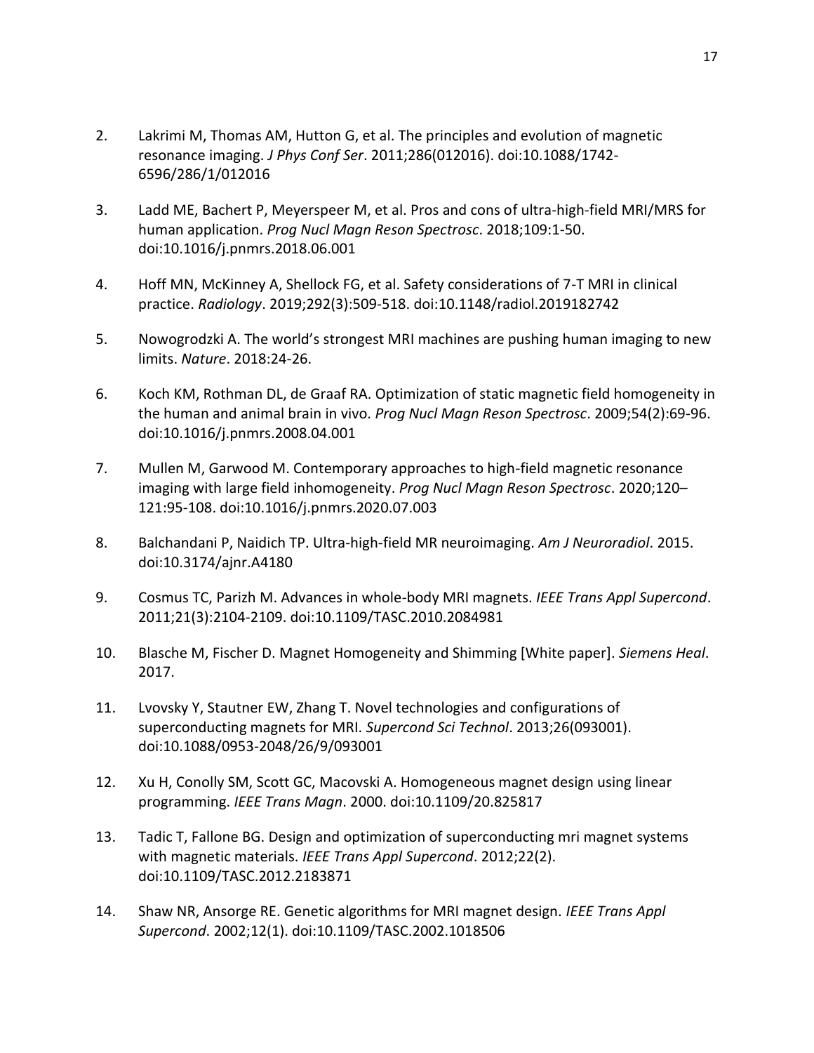2. Lakrimi M, Thomas AM, Hutton G, et al. The principles and evolution of magnetic resonance imaging. *J Phys Conf Ser*. 2011;286(012016). doi:10.1088/1742-6596/286/1/012016

3. Ladd ME, Bachert P, Meyerspeer M, et al. Pros and cons of ultra-high-field MRI/MRS for human application. *Prog Nucl Magn Reson Spectrosc*. 2018;109:1-50. doi:10.1016/j.pnmrs.2018.06.001

4. Hoff MN, McKinney A, Shellock FG, et al. Safety considerations of 7-T MRI in clinical practice. *Radiology*. 2019;292(3):509-518. doi:10.1148/radiol.2019182742

5. Nowogrodzki A. The world's strongest MRI machines are pushing human imaging to new limits. *Nature*. 2018:24-26.

6. Koch KM, Rothman DL, de Graaf RA. Optimization of static magnetic field homogeneity in the human and animal brain in vivo. *Prog Nucl Magn Reson Spectrosc*. 2009;54(2):69-96. doi:10.1016/j.pnmrs.2008.04.001

7. Mullen M, Garwood M. Contemporary approaches to high-field magnetic resonance imaging with large field inhomogeneity. *Prog Nucl Magn Reson Spectrosc*. 2020;120–121:95-108. doi:10.1016/j.pnmrs.2020.07.003

8. Balchandani P, Naidich TP. Ultra-high-field MR neuroimaging. *Am J Neuroradiol*. 2015. doi:10.3174/ajnr.A4180

9. Cosmus TC, Parizh M. Advances in whole-body MRI magnets. *IEEE Trans Appl Supercond*. 2011;21(3):2104-2109. doi:10.1109/TASC.2010.2084981

10. Blasche M, Fischer D. Magnet Homogeneity and Shimming [White paper]. *Siemens Heal*. 2017.

11. Lvovsky Y, Stautner EW, Zhang T. Novel technologies and configurations of superconducting magnets for MRI. *Supercond Sci Technol*. 2013;26(093001). doi:10.1088/0953-2048/26/9/093001

12. Xu H, Conolly SM, Scott GC, Macovski A. Homogeneous magnet design using linear programming. *IEEE Trans Magn*. 2000. doi:10.1109/20.825817

13. Tadic T, Fallone BG. Design and optimization of superconducting mri magnet systems with magnetic materials. *IEEE Trans Appl Supercond*. 2012;22(2). doi:10.1109/TASC.2012.2183871

14. Shaw NR, Ansorge RE. Genetic algorithms for MRI magnet design. *IEEE Trans Appl Supercond*. 2002;12(1). doi:10.1109/TASC.2002.1018506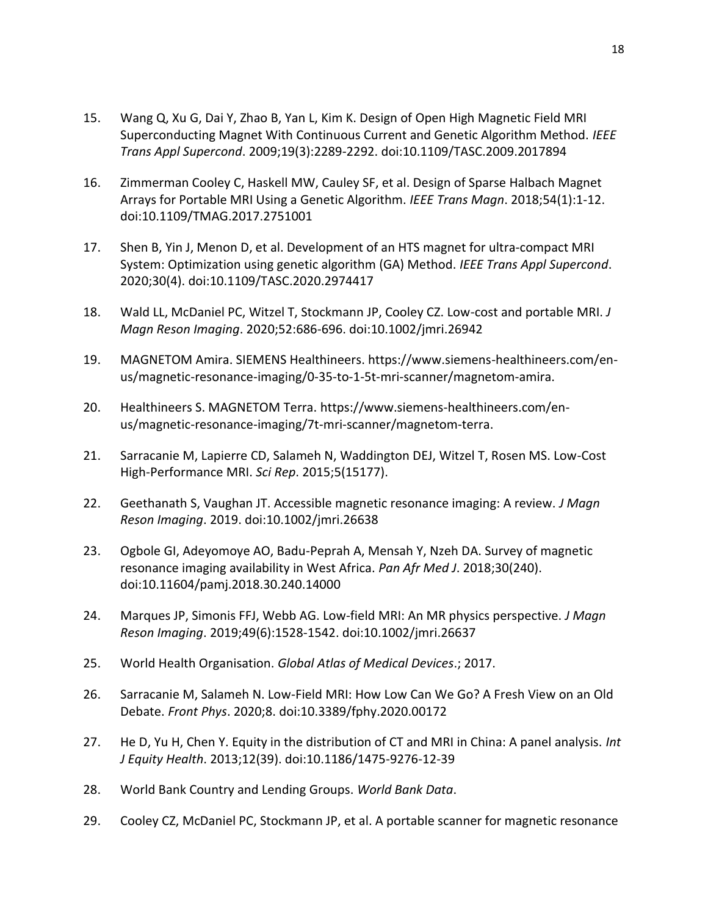15. Wang Q, Xu G, Dai Y, Zhao B, Yan L, Kim K. Design of Open High Magnetic Field MRI Superconducting Magnet With Continuous Current and Genetic Algorithm Method. *IEEE Trans Appl Supercond*. 2009;19(3):2289-2292. doi:10.1109/TASC.2009.2017894

16. Zimmerman Cooley C, Haskell MW, Cauley SF, et al. Design of Sparse Halbach Magnet Arrays for Portable MRI Using a Genetic Algorithm. *IEEE Trans Magn*. 2018;54(1):1-12. doi:10.1109/TMAG.2017.2751001

17. Shen B, Yin J, Menon D, et al. Development of an HTS magnet for ultra-compact MRI System: Optimization using genetic algorithm (GA) Method. *IEEE Trans Appl Supercond*. 2020;30(4). doi:10.1109/TASC.2020.2974417

18. Wald LL, McDaniel PC, Witzel T, Stockmann JP, Cooley CZ. Low-cost and portable MRI. *J Magn Reson Imaging*. 2020;52:686-696. doi:10.1002/jmri.26942

19. MAGNETOM Amira. SIEMENS Healthineers. https://www.siemens-healthineers.com/en-us/magnetic-resonance-imaging/0-35-to-1-5t-mri-scanner/magnetom-amira.

20. Healthineers S. MAGNETOM Terra. https://www.siemens-healthineers.com/en-us/magnetic-resonance-imaging/7t-mri-scanner/magnetom-terra.

21. Sarracanie M, Lapierre CD, Salameh N, Waddington DEJ, Witzel T, Rosen MS. Low-Cost High-Performance MRI. *Sci Rep*. 2015;5(15177).

22. Geethanath S, Vaughan JT. Accessible magnetic resonance imaging: A review. *J Magn Reson Imaging*. 2019. doi:10.1002/jmri.26638

23. Ogbole GI, Adeyomoye AO, Badu-Peprah A, Mensah Y, Nzeh DA. Survey of magnetic resonance imaging availability in West Africa. *Pan Afr Med J*. 2018;30(240). doi:10.11604/pamj.2018.30.240.14000

24. Marques JP, Simonis FFJ, Webb AG. Low-field MRI: An MR physics perspective. *J Magn Reson Imaging*. 2019;49(6):1528-1542. doi:10.1002/jmri.26637

25. World Health Organisation. *Global Atlas of Medical Devices*.; 2017.

26. Sarracanie M, Salameh N. Low-Field MRI: How Low Can We Go? A Fresh View on an Old Debate. *Front Phys*. 2020;8. doi:10.3389/fphy.2020.00172

27. He D, Yu H, Chen Y. Equity in the distribution of CT and MRI in China: A panel analysis. *Int J Equity Health*. 2013;12(39). doi:10.1186/1475-9276-12-39

28. World Bank Country and Lending Groups. *World Bank Data*.

29. Cooley CZ, McDaniel PC, Stockmann JP, et al. A portable scanner for magnetic resonance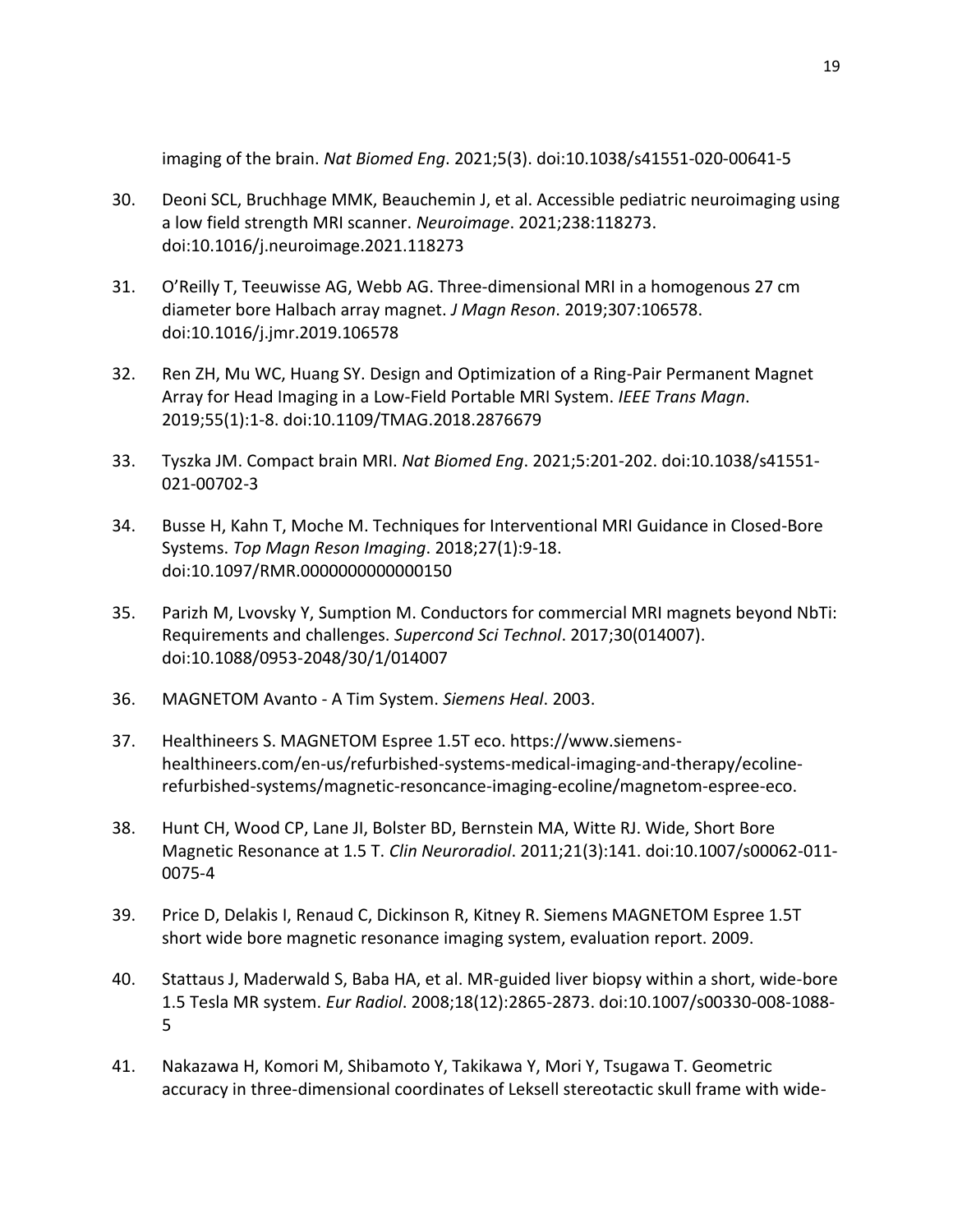imaging of the brain. *Nat Biomed Eng*. 2021;5(3). doi:10.1038/s41551-020-00641-5

30. Deoni SCL, Bruchhage MMK, Beauchemin J, et al. Accessible pediatric neuroimaging using a low field strength MRI scanner. *Neuroimage*. 2021;238:118273. doi:10.1016/j.neuroimage.2021.118273

31. O'Reilly T, Teeuwisse AG, Webb AG. Three-dimensional MRI in a homogenous 27 cm diameter bore Halbach array magnet. *J Magn Reson*. 2019;307:106578. doi:10.1016/j.jmr.2019.106578

32. Ren ZH, Mu WC, Huang SY. Design and Optimization of a Ring-Pair Permanent Magnet Array for Head Imaging in a Low-Field Portable MRI System. *IEEE Trans Magn*. 2019;55(1):1-8. doi:10.1109/TMAG.2018.2876679

33. Tyszka JM. Compact brain MRI. *Nat Biomed Eng*. 2021;5:201-202. doi:10.1038/s41551-021-00702-3

34. Busse H, Kahn T, Moche M. Techniques for Interventional MRI Guidance in Closed-Bore Systems. *Top Magn Reson Imaging*. 2018;27(1):9-18. doi:10.1097/RMR.0000000000000150

35. Parizh M, Lvovsky Y, Sumption M. Conductors for commercial MRI magnets beyond NbTi: Requirements and challenges. *Supercond Sci Technol*. 2017;30(014007). doi:10.1088/0953-2048/30/1/014007

36. MAGNETOM Avanto - A Tim System. *Siemens Heal*. 2003.

37. Healthineers S. MAGNETOM Espree 1.5T eco. https://www.siemens-healthineers.com/en-us/refurbished-systems-medical-imaging-and-therapy/ecoline-refurbished-systems/magnetic-resoncance-imaging-ecoline/magnetom-espree-eco.

38. Hunt CH, Wood CP, Lane JI, Bolster BD, Bernstein MA, Witte RJ. Wide, Short Bore Magnetic Resonance at 1.5 T. *Clin Neuroradiol*. 2011;21(3):141. doi:10.1007/s00062-011-0075-4

39. Price D, Delakis I, Renaud C, Dickinson R, Kitney R. Siemens MAGNETOM Espree 1.5T short wide bore magnetic resonance imaging system, evaluation report. 2009.

40. Stattaus J, Maderwald S, Baba HA, et al. MR-guided liver biopsy within a short, wide-bore 1.5 Tesla MR system. *Eur Radiol*. 2008;18(12):2865-2873. doi:10.1007/s00330-008-1088-5

41. Nakazawa H, Komori M, Shibamoto Y, Takikawa Y, Mori Y, Tsugawa T. Geometric accuracy in three-dimensional coordinates of Leksell stereotactic skull frame with wide-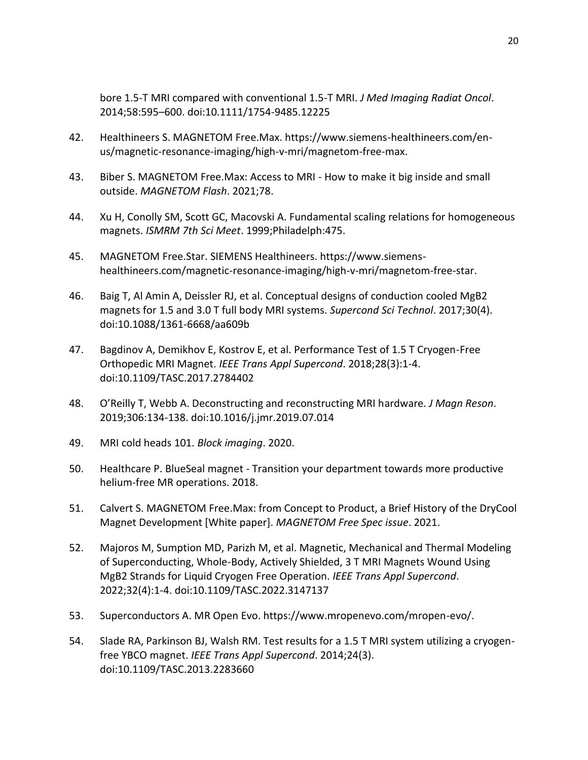bore 1.5-T MRI compared with conventional 1.5-T MRI. *J Med Imaging Radiat Oncol*. 2014;58:595–600. doi:10.1111/1754-9485.12225

42. Healthineers S. MAGNETOM Free.Max. https://www.siemens-healthineers.com/en-us/magnetic-resonance-imaging/high-v-mri/magnetom-free-max.

43. Biber S. MAGNETOM Free.Max: Access to MRI - How to make it big inside and small outside. *MAGNETOM Flash*. 2021;78.

44. Xu H, Conolly SM, Scott GC, Macovski A. Fundamental scaling relations for homogeneous magnets. *ISMRM 7th Sci Meet*. 1999;Philadelph:475.

45. MAGNETOM Free.Star. SIEMENS Healthineers. https://www.siemens-healthineers.com/magnetic-resonance-imaging/high-v-mri/magnetom-free-star.

46. Baig T, Al Amin A, Deissler RJ, et al. Conceptual designs of conduction cooled MgB2 magnets for 1.5 and 3.0 T full body MRI systems. *Supercond Sci Technol*. 2017;30(4). doi:10.1088/1361-6668/aa609b

47. Bagdinov A, Demikhov E, Kostrov E, et al. Performance Test of 1.5 T Cryogen-Free Orthopedic MRI Magnet. *IEEE Trans Appl Supercond*. 2018;28(3):1-4. doi:10.1109/TASC.2017.2784402

48. O'Reilly T, Webb A. Deconstructing and reconstructing MRI hardware. *J Magn Reson*. 2019;306:134-138. doi:10.1016/j.jmr.2019.07.014

49. MRI cold heads 101. *Block imaging*. 2020.

50. Healthcare P. BlueSeal magnet - Transition your department towards more productive helium-free MR operations. 2018.

51. Calvert S. MAGNETOM Free.Max: from Concept to Product, a Brief History of the DryCool Magnet Development [White paper]. *MAGNETOM Free Spec issue*. 2021.

52. Majoros M, Sumption MD, Parizh M, et al. Magnetic, Mechanical and Thermal Modeling of Superconducting, Whole-Body, Actively Shielded, 3 T MRI Magnets Wound Using MgB2 Strands for Liquid Cryogen Free Operation. *IEEE Trans Appl Supercond*. 2022;32(4):1-4. doi:10.1109/TASC.2022.3147137

53. Superconductors A. MR Open Evo. https://www.mropenevo.com/mropen-evo/.

54. Slade RA, Parkinson BJ, Walsh RM. Test results for a 1.5 T MRI system utilizing a cryogen-free YBCO magnet. *IEEE Trans Appl Supercond*. 2014;24(3). doi:10.1109/TASC.2013.2283660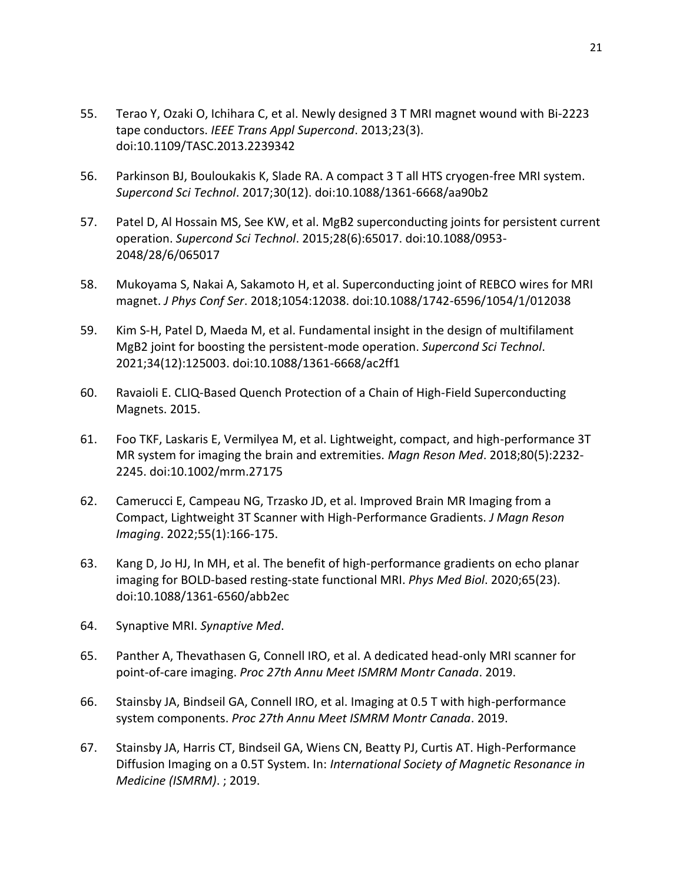55. Terao Y, Ozaki O, Ichihara C, et al. Newly designed 3 T MRI magnet wound with Bi-2223 tape conductors. *IEEE Trans Appl Supercond*. 2013;23(3). doi:10.1109/TASC.2013.2239342

56. Parkinson BJ, Bouloukakis K, Slade RA. A compact 3 T all HTS cryogen-free MRI system. *Supercond Sci Technol*. 2017;30(12). doi:10.1088/1361-6668/aa90b2

57. Patel D, Al Hossain MS, See KW, et al. MgB2 superconducting joints for persistent current operation. *Supercond Sci Technol*. 2015;28(6):65017. doi:10.1088/0953-2048/28/6/065017

58. Mukoyama S, Nakai A, Sakamoto H, et al. Superconducting joint of REBCO wires for MRI magnet. *J Phys Conf Ser*. 2018;1054:12038. doi:10.1088/1742-6596/1054/1/012038

59. Kim S-H, Patel D, Maeda M, et al. Fundamental insight in the design of multifilament MgB2 joint for boosting the persistent-mode operation. *Supercond Sci Technol*. 2021;34(12):125003. doi:10.1088/1361-6668/ac2ff1

60. Ravaioli E. CLIQ-Based Quench Protection of a Chain of High-Field Superconducting Magnets. 2015.

61. Foo TKF, Laskaris E, Vermilyea M, et al. Lightweight, compact, and high-performance 3T MR system for imaging the brain and extremities. *Magn Reson Med*. 2018;80(5):2232-2245. doi:10.1002/mrm.27175

62. Camerucci E, Campeau NG, Trzasko JD, et al. Improved Brain MR Imaging from a Compact, Lightweight 3T Scanner with High-Performance Gradients. *J Magn Reson Imaging*. 2022;55(1):166-175.

63. Kang D, Jo HJ, In MH, et al. The benefit of high-performance gradients on echo planar imaging for BOLD-based resting-state functional MRI. *Phys Med Biol*. 2020;65(23). doi:10.1088/1361-6560/abb2ec

64. Synaptive MRI. *Synaptive Med*.

65. Panther A, Thevathasen G, Connell IRO, et al. A dedicated head-only MRI scanner for point-of-care imaging. *Proc 27th Annu Meet ISMRM Montr Canada*. 2019.

66. Stainsby JA, Bindseil GA, Connell IRO, et al. Imaging at 0.5 T with high-performance system components. *Proc 27th Annu Meet ISMRM Montr Canada*. 2019.

67. Stainsby JA, Harris CT, Bindseil GA, Wiens CN, Beatty PJ, Curtis AT. High-Performance Diffusion Imaging on a 0.5T System. In: *International Society of Magnetic Resonance in Medicine (ISMRM)*. ; 2019.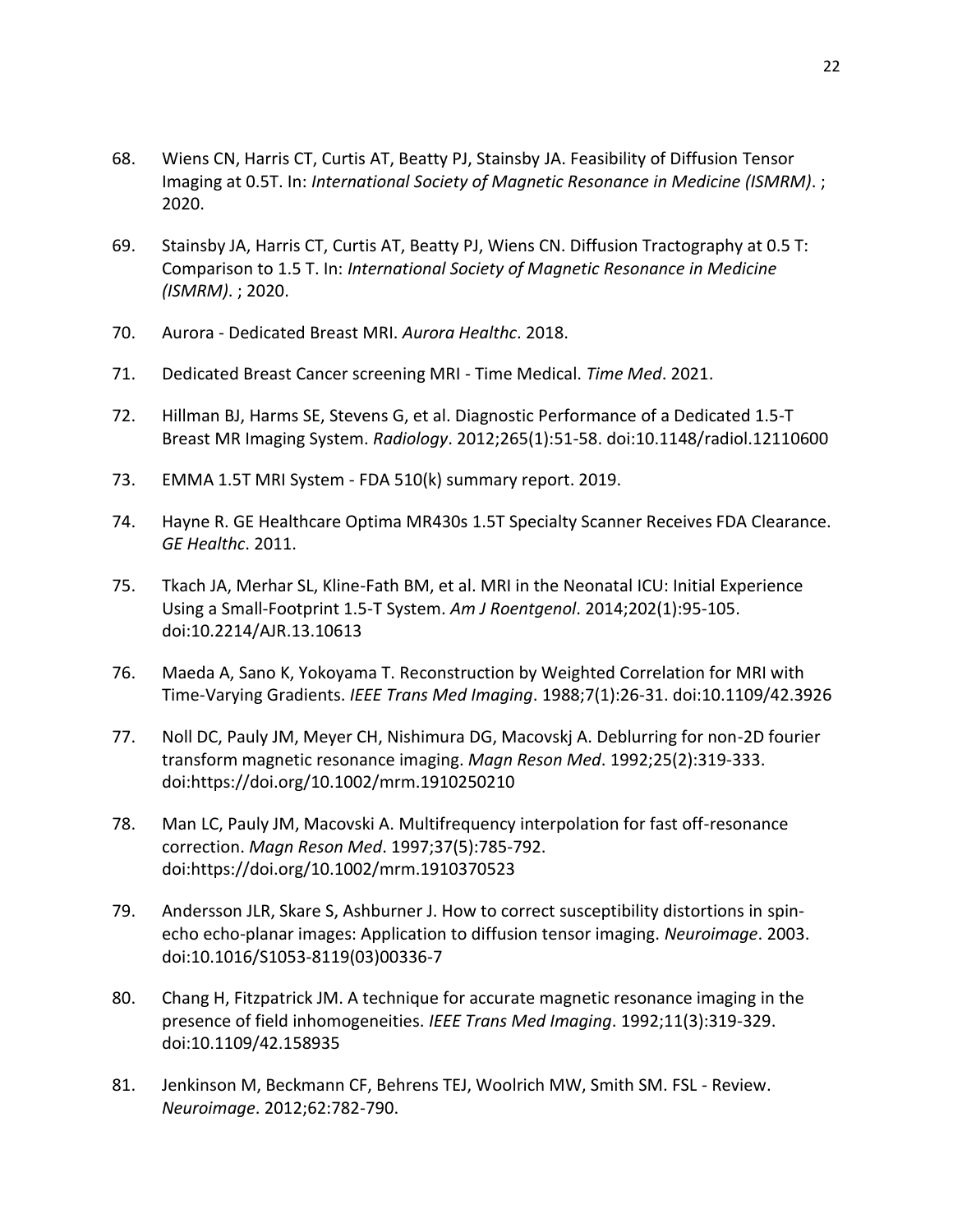68. Wiens CN, Harris CT, Curtis AT, Beatty PJ, Stainsby JA. Feasibility of Diffusion Tensor Imaging at 0.5T. In: *International Society of Magnetic Resonance in Medicine (ISMRM)*. ; 2020.

69. Stainsby JA, Harris CT, Curtis AT, Beatty PJ, Wiens CN. Diffusion Tractography at 0.5 T: Comparison to 1.5 T. In: *International Society of Magnetic Resonance in Medicine (ISMRM)*. ; 2020.

70. Aurora - Dedicated Breast MRI. *Aurora Healthc*. 2018.

71. Dedicated Breast Cancer screening MRI - Time Medical. *Time Med*. 2021.

72. Hillman BJ, Harms SE, Stevens G, et al. Diagnostic Performance of a Dedicated 1.5-T Breast MR Imaging System. *Radiology*. 2012;265(1):51-58. doi:10.1148/radiol.12110600

73. EMMA 1.5T MRI System - FDA 510(k) summary report. 2019.

74. Hayne R. GE Healthcare Optima MR430s 1.5T Specialty Scanner Receives FDA Clearance. *GE Healthc*. 2011.

75. Tkach JA, Merhar SL, Kline-Fath BM, et al. MRI in the Neonatal ICU: Initial Experience Using a Small-Footprint 1.5-T System. *Am J Roentgenol*. 2014;202(1):95-105. doi:10.2214/AJR.13.10613

76. Maeda A, Sano K, Yokoyama T. Reconstruction by Weighted Correlation for MRI with Time-Varying Gradients. *IEEE Trans Med Imaging*. 1988;7(1):26-31. doi:10.1109/42.3926

77. Noll DC, Pauly JM, Meyer CH, Nishimura DG, Macovskj A. Deblurring for non-2D fourier transform magnetic resonance imaging. *Magn Reson Med*. 1992;25(2):319-333. doi:https://doi.org/10.1002/mrm.1910250210

78. Man LC, Pauly JM, Macovski A. Multifrequency interpolation for fast off-resonance correction. *Magn Reson Med*. 1997;37(5):785-792. doi:https://doi.org/10.1002/mrm.1910370523

79. Andersson JLR, Skare S, Ashburner J. How to correct susceptibility distortions in spin-echo echo-planar images: Application to diffusion tensor imaging. *Neuroimage*. 2003. doi:10.1016/S1053-8119(03)00336-7

80. Chang H, Fitzpatrick JM. A technique for accurate magnetic resonance imaging in the presence of field inhomogeneities. *IEEE Trans Med Imaging*. 1992;11(3):319-329. doi:10.1109/42.158935

81. Jenkinson M, Beckmann CF, Behrens TEJ, Woolrich MW, Smith SM. FSL - Review. *Neuroimage*. 2012;62:782-790.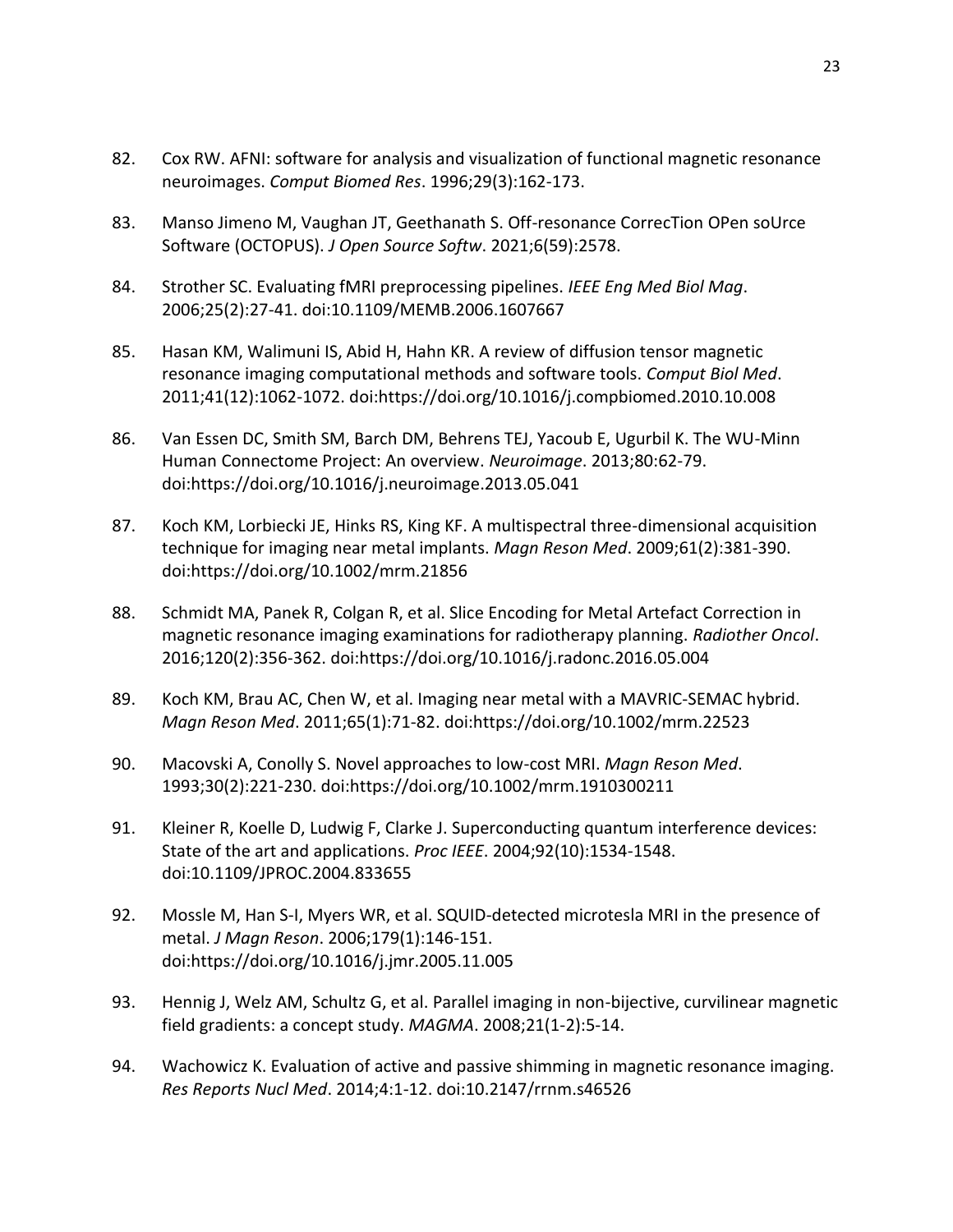82. Cox RW. AFNI: software for analysis and visualization of functional magnetic resonance neuroimages. *Comput Biomed Res*. 1996;29(3):162-173.

83. Manso Jimeno M, Vaughan JT, Geethanath S. Off-resonance CorrecTion OPen soUrce Software (OCTOPUS). *J Open Source Softw*. 2021;6(59):2578.

84. Strother SC. Evaluating fMRI preprocessing pipelines. *IEEE Eng Med Biol Mag*. 2006;25(2):27-41. doi:10.1109/MEMB.2006.1607667

85. Hasan KM, Walimuni IS, Abid H, Hahn KR. A review of diffusion tensor magnetic resonance imaging computational methods and software tools. *Comput Biol Med*. 2011;41(12):1062-1072. doi:https://doi.org/10.1016/j.compbiomed.2010.10.008

86. Van Essen DC, Smith SM, Barch DM, Behrens TEJ, Yacoub E, Ugurbil K. The WU-Minn Human Connectome Project: An overview. *Neuroimage*. 2013;80:62-79. doi:https://doi.org/10.1016/j.neuroimage.2013.05.041

87. Koch KM, Lorbiecki JE, Hinks RS, King KF. A multispectral three-dimensional acquisition technique for imaging near metal implants. *Magn Reson Med*. 2009;61(2):381-390. doi:https://doi.org/10.1002/mrm.21856

88. Schmidt MA, Panek R, Colgan R, et al. Slice Encoding for Metal Artefact Correction in magnetic resonance imaging examinations for radiotherapy planning. *Radiother Oncol*. 2016;120(2):356-362. doi:https://doi.org/10.1016/j.radonc.2016.05.004

89. Koch KM, Brau AC, Chen W, et al. Imaging near metal with a MAVRIC-SEMAC hybrid. *Magn Reson Med*. 2011;65(1):71-82. doi:https://doi.org/10.1002/mrm.22523

90. Macovski A, Conolly S. Novel approaches to low-cost MRI. *Magn Reson Med*. 1993;30(2):221-230. doi:https://doi.org/10.1002/mrm.1910300211

91. Kleiner R, Koelle D, Ludwig F, Clarke J. Superconducting quantum interference devices: State of the art and applications. *Proc IEEE*. 2004;92(10):1534-1548. doi:10.1109/JPROC.2004.833655

92. Mossle M, Han S-I, Myers WR, et al. SQUID-detected microtesla MRI in the presence of metal. *J Magn Reson*. 2006;179(1):146-151. doi:https://doi.org/10.1016/j.jmr.2005.11.005

93. Hennig J, Welz AM, Schultz G, et al. Parallel imaging in non-bijective, curvilinear magnetic field gradients: a concept study. *MAGMA*. 2008;21(1-2):5-14.

94. Wachowicz K. Evaluation of active and passive shimming in magnetic resonance imaging. *Res Reports Nucl Med*. 2014;4:1-12. doi:10.2147/rrnm.s46526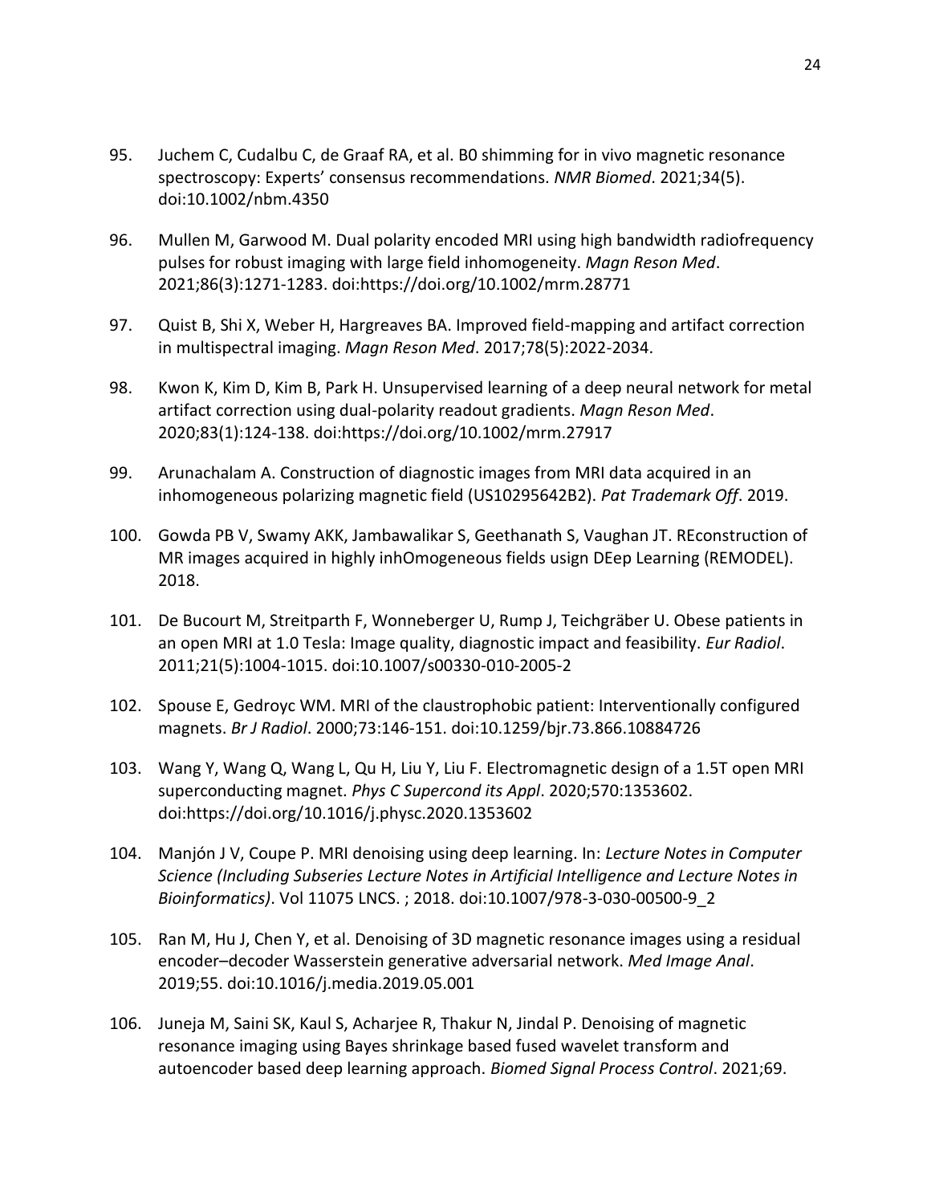95. Juchem C, Cudalbu C, de Graaf RA, et al. B0 shimming for in vivo magnetic resonance spectroscopy: Experts' consensus recommendations. *NMR Biomed*. 2021;34(5). doi:10.1002/nbm.4350

96. Mullen M, Garwood M. Dual polarity encoded MRI using high bandwidth radiofrequency pulses for robust imaging with large field inhomogeneity. *Magn Reson Med*. 2021;86(3):1271-1283. doi:https://doi.org/10.1002/mrm.28771

97. Quist B, Shi X, Weber H, Hargreaves BA. Improved field-mapping and artifact correction in multispectral imaging. *Magn Reson Med*. 2017;78(5):2022-2034.

98. Kwon K, Kim D, Kim B, Park H. Unsupervised learning of a deep neural network for metal artifact correction using dual-polarity readout gradients. *Magn Reson Med*. 2020;83(1):124-138. doi:https://doi.org/10.1002/mrm.27917

99. Arunachalam A. Construction of diagnostic images from MRI data acquired in an inhomogeneous polarizing magnetic field (US10295642B2). *Pat Trademark Off*. 2019.

100. Gowda PB V, Swamy AKK, Jambawalikar S, Geethanath S, Vaughan JT. REconstruction of MR images acquired in highly inhOmogeneous fields usign DEep Learning (REMODEL). 2018.

101. De Bucourt M, Streitparth F, Wonneberger U, Rump J, Teichgräber U. Obese patients in an open MRI at 1.0 Tesla: Image quality, diagnostic impact and feasibility. *Eur Radiol*. 2011;21(5):1004-1015. doi:10.1007/s00330-010-2005-2

102. Spouse E, Gedroyc WM. MRI of the claustrophobic patient: Interventionally configured magnets. *Br J Radiol*. 2000;73:146-151. doi:10.1259/bjr.73.866.10884726

103. Wang Y, Wang Q, Wang L, Qu H, Liu Y, Liu F. Electromagnetic design of a 1.5T open MRI superconducting magnet. *Phys C Supercond its Appl*. 2020;570:1353602. doi:https://doi.org/10.1016/j.physc.2020.1353602

104. Manjón J V, Coupe P. MRI denoising using deep learning. In: *Lecture Notes in Computer Science (Including Subseries Lecture Notes in Artificial Intelligence and Lecture Notes in Bioinformatics)*. Vol 11075 LNCS. ; 2018. doi:10.1007/978-3-030-00500-9_2

105. Ran M, Hu J, Chen Y, et al. Denoising of 3D magnetic resonance images using a residual encoder–decoder Wasserstein generative adversarial network. *Med Image Anal*. 2019;55. doi:10.1016/j.media.2019.05.001

106. Juneja M, Saini SK, Kaul S, Acharjee R, Thakur N, Jindal P. Denoising of magnetic resonance imaging using Bayes shrinkage based fused wavelet transform and autoencoder based deep learning approach. *Biomed Signal Process Control*. 2021;69.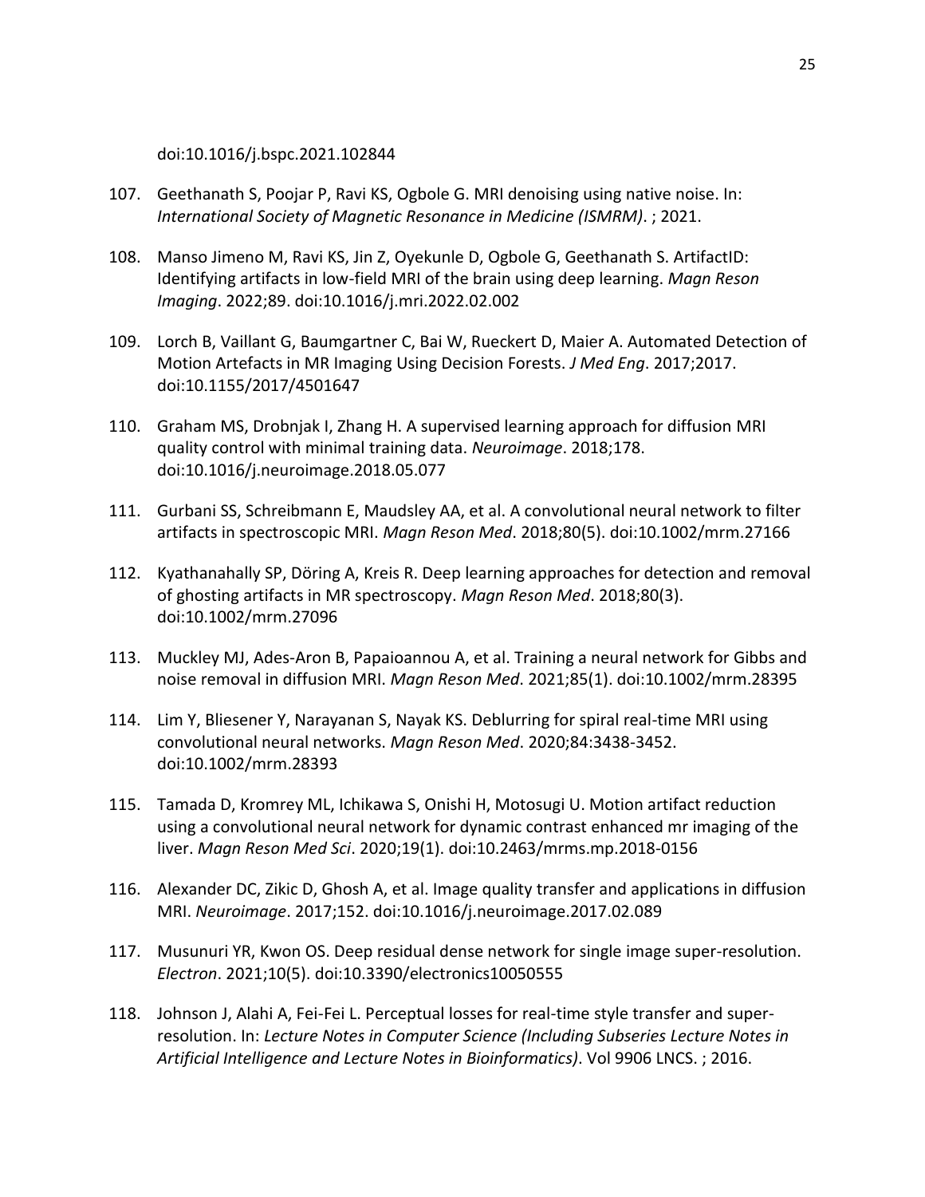doi:10.1016/j.bspc.2021.102844

107. Geethanath S, Poojar P, Ravi KS, Ogbole G. MRI denoising using native noise. In: *International Society of Magnetic Resonance in Medicine (ISMRM)*. ; 2021.

108. Manso Jimeno M, Ravi KS, Jin Z, Oyekunle D, Ogbole G, Geethanath S. ArtifactID: Identifying artifacts in low-field MRI of the brain using deep learning. *Magn Reson Imaging*. 2022;89. doi:10.1016/j.mri.2022.02.002

109. Lorch B, Vaillant G, Baumgartner C, Bai W, Rueckert D, Maier A. Automated Detection of Motion Artefacts in MR Imaging Using Decision Forests. *J Med Eng*. 2017;2017. doi:10.1155/2017/4501647

110. Graham MS, Drobnjak I, Zhang H. A supervised learning approach for diffusion MRI quality control with minimal training data. *Neuroimage*. 2018;178. doi:10.1016/j.neuroimage.2018.05.077

111. Gurbani SS, Schreibmann E, Maudsley AA, et al. A convolutional neural network to filter artifacts in spectroscopic MRI. *Magn Reson Med*. 2018;80(5). doi:10.1002/mrm.27166

112. Kyathanahally SP, Döring A, Kreis R. Deep learning approaches for detection and removal of ghosting artifacts in MR spectroscopy. *Magn Reson Med*. 2018;80(3). doi:10.1002/mrm.27096

113. Muckley MJ, Ades-Aron B, Papaioannou A, et al. Training a neural network for Gibbs and noise removal in diffusion MRI. *Magn Reson Med*. 2021;85(1). doi:10.1002/mrm.28395

114. Lim Y, Bliesener Y, Narayanan S, Nayak KS. Deblurring for spiral real-time MRI using convolutional neural networks. *Magn Reson Med*. 2020;84:3438-3452. doi:10.1002/mrm.28393

115. Tamada D, Kromrey ML, Ichikawa S, Onishi H, Motosugi U. Motion artifact reduction using a convolutional neural network for dynamic contrast enhanced mr imaging of the liver. *Magn Reson Med Sci*. 2020;19(1). doi:10.2463/mrms.mp.2018-0156

116. Alexander DC, Zikic D, Ghosh A, et al. Image quality transfer and applications in diffusion MRI. *Neuroimage*. 2017;152. doi:10.1016/j.neuroimage.2017.02.089

117. Musunuri YR, Kwon OS. Deep residual dense network for single image super-resolution. *Electron*. 2021;10(5). doi:10.3390/electronics10050555

118. Johnson J, Alahi A, Fei-Fei L. Perceptual losses for real-time style transfer and super-resolution. In: *Lecture Notes in Computer Science (Including Subseries Lecture Notes in Artificial Intelligence and Lecture Notes in Bioinformatics)*. Vol 9906 LNCS. ; 2016.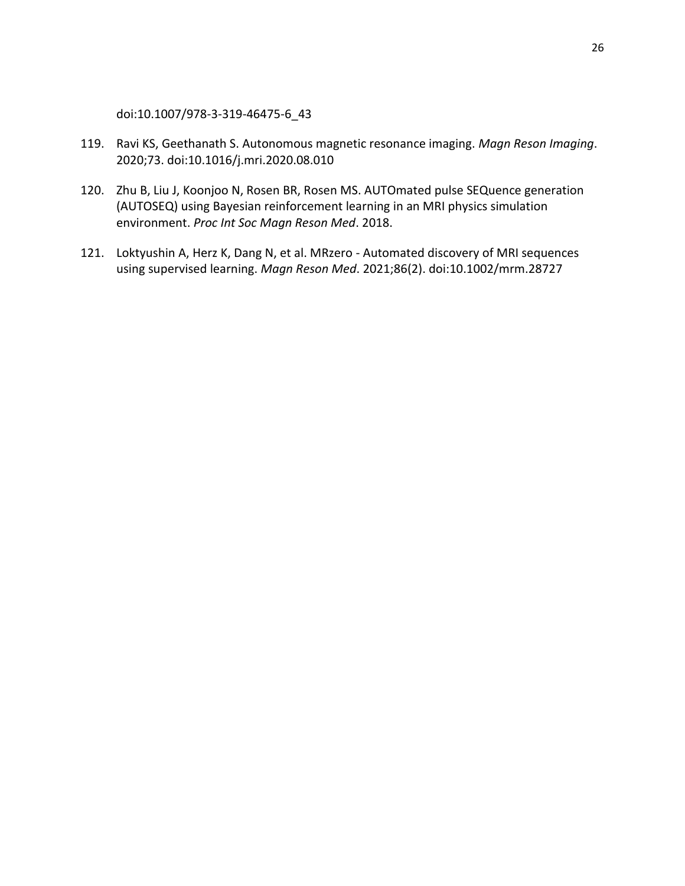doi:10.1007/978-3-319-46475-6_43

119. Ravi KS, Geethanath S. Autonomous magnetic resonance imaging. *Magn Reson Imaging*. 2020;73. doi:10.1016/j.mri.2020.08.010

120. Zhu B, Liu J, Koonjoo N, Rosen BR, Rosen MS. AUTOmated pulse SEQuence generation (AUTOSEQ) using Bayesian reinforcement learning in an MRI physics simulation environment. *Proc Int Soc Magn Reson Med*. 2018.

121. Loktyushin A, Herz K, Dang N, et al. MRzero - Automated discovery of MRI sequences using supervised learning. *Magn Reson Med*. 2021;86(2). doi:10.1002/mrm.28727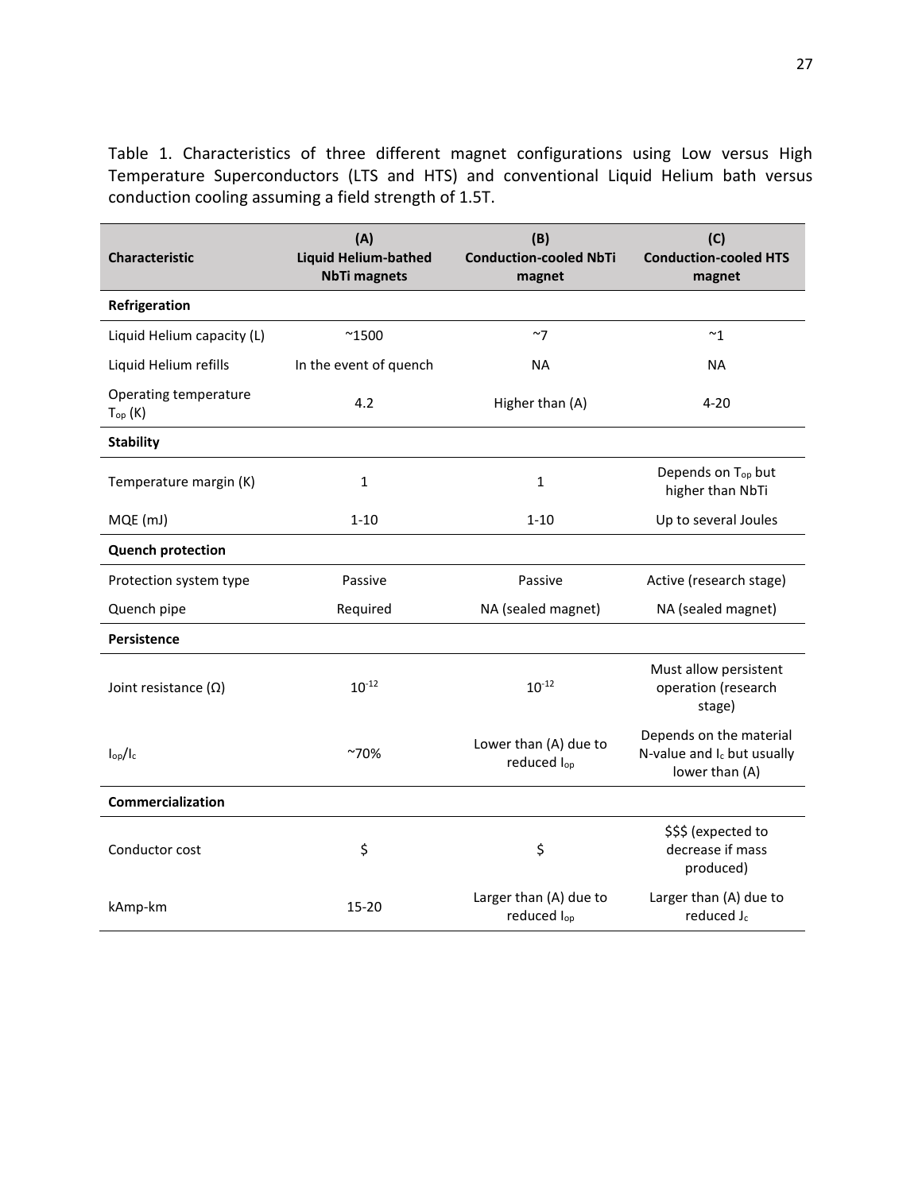Table 1. Characteristics of three different magnet configurations using Low versus High Temperature Superconductors (LTS and HTS) and conventional Liquid Helium bath versus conduction cooling assuming a field strength of 1.5T.

| Characteristic | (A) Liquid Helium-bathed NbTi magnets | (B) Conduction-cooled NbTi magnet | (C) Conduction-cooled HTS magnet |
|---|---|---|---|
| **Refrigeration** | | | |
| Liquid Helium capacity (L) | ~1500 | ~7 | ~1 |
| Liquid Helium refills | In the event of quench | NA | NA |
| Operating temperature $T_{op}$ (K) | 4.2 | Higher than (A) | 4-20 |
| **Stability** | | | |
| Temperature margin (K) | 1 | 1 | Depends on $T_{op}$ but higher than NbTi |
| MQE (mJ) | 1-10 | 1-10 | Up to several Joules |
| **Quench protection** | | | |
| Protection system type | Passive | Passive | Active (research stage) |
| Quench pipe | Required | NA (sealed magnet) | NA (sealed magnet) |
| **Persistence** | | | |
| Joint resistance (Ω) | $10^{-12}$ | $10^{-12}$ | Must allow persistent operation (research stage) |
| $I_{op}/I_c$ | ~70% | Lower than (A) due to reduced $I_{op}$ | Depends on the material N-value and $I_c$ but usually lower than (A) |
| **Commercialization** | | | |
| Conductor cost | $ | $ | $$$ (expected to decrease if mass produced) |
| kAmp-km | 15-20 | Larger than (A) due to reduced $I_{op}$ | Larger than (A) due to reduced $J_c$ |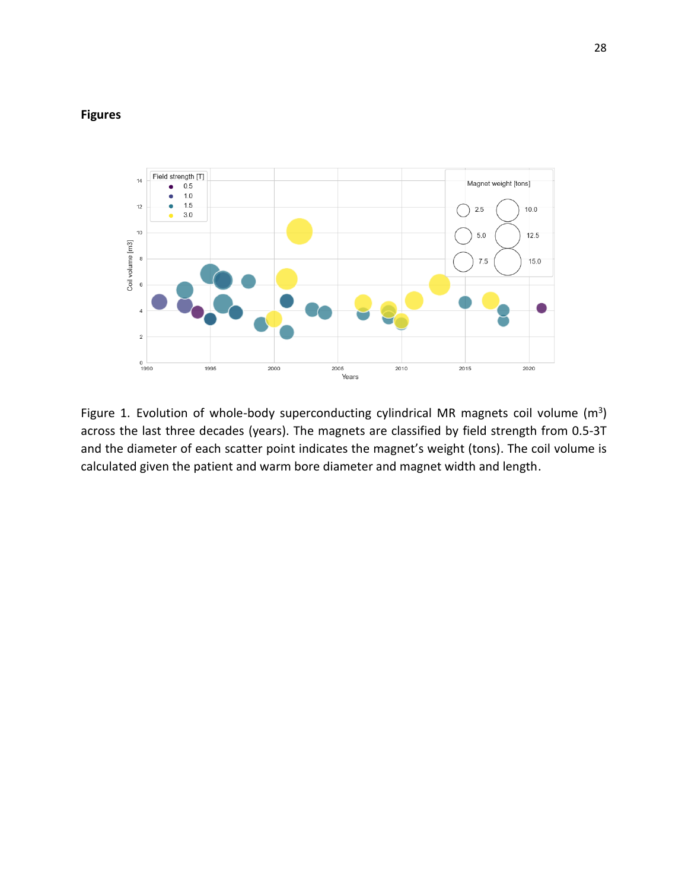**Figures**

Field strength [T]
0.5
1.0
1.5
3.0

Magnet weight [tons]
2.5
5.0
7.5
10.0
12.5
15.0

Coil volume [m3]
0
2
4
6
8
10
12
14

1990
1995
2000
2005
2010
2015
2020
Years

Figure 1. Evolution of whole-body superconducting cylindrical MR magnets coil volume ($m^3$) across the last three decades (years). The magnets are classified by field strength from 0.5-3T and the diameter of each scatter point indicates the magnet's weight (tons). The coil volume is calculated given the patient and warm bore diameter and magnet width and length.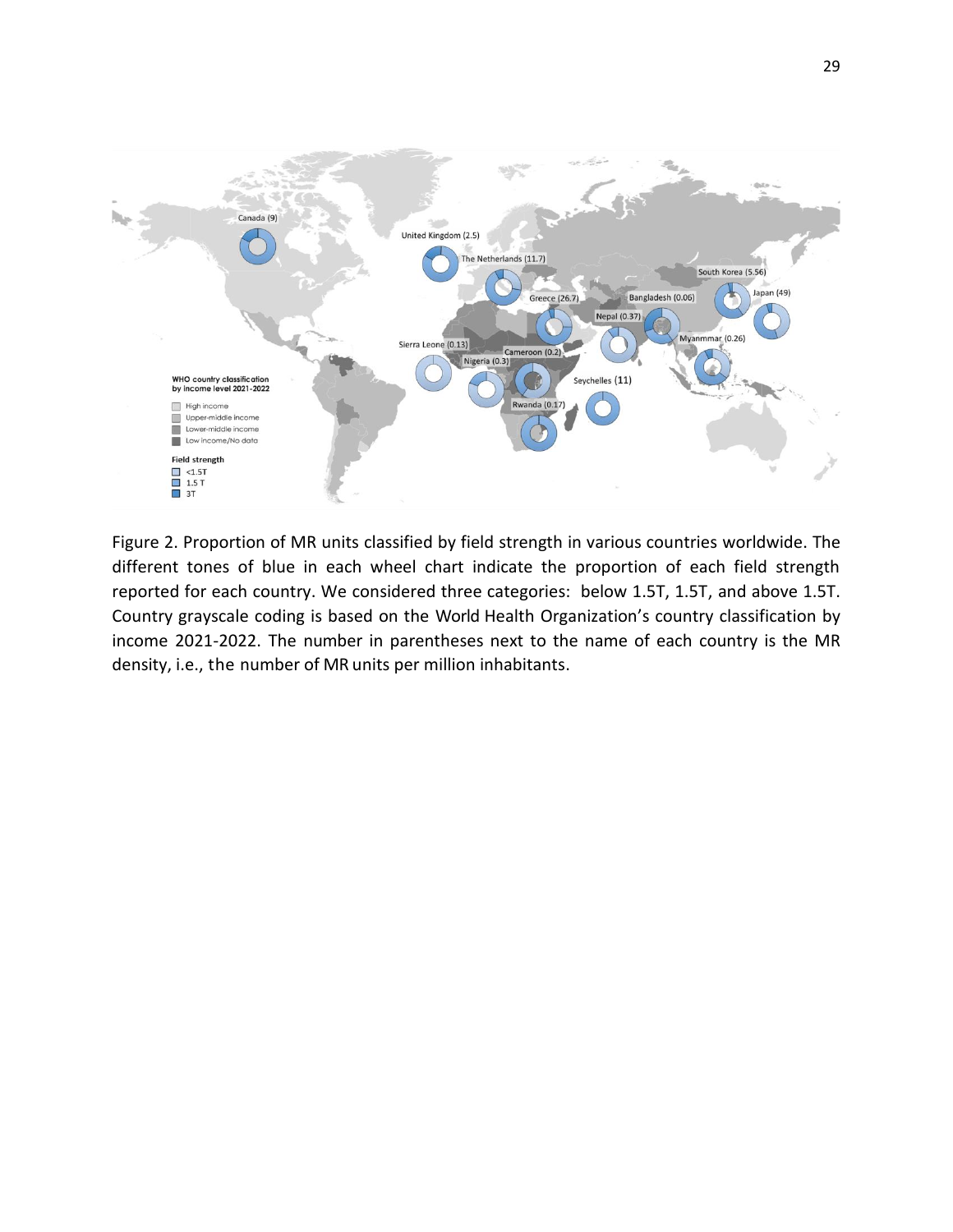Canada (9)

United Kingdom (2.5)

The Netherlands (11.7)

South Korea (5.56)

Greece (26.7)

Bangladesh (0.06)

Japan (49)

Nepal (0.37)

Myanmmar (0.26)

Sierra Leone (0.13)

Cameroon (0.2)

Nigeria (0.3)

Seychelles (11)

Rwanda (0.17)

WHO country classification by income level 2021-2022

High income

Upper-middle income

Lower-middle income

Low income/No data

Field strength

<1.5T

1.5 T

3T

Figure 2. Proportion of MR units classified by field strength in various countries worldwide. The different tones of blue in each wheel chart indicate the proportion of each field strength reported for each country. We considered three categories: below 1.5T, 1.5T, and above 1.5T. Country grayscale coding is based on the World Health Organization's country classification by income 2021-2022. The number in parentheses next to the name of each country is the MR density, i.e., the number of MR units per million inhabitants.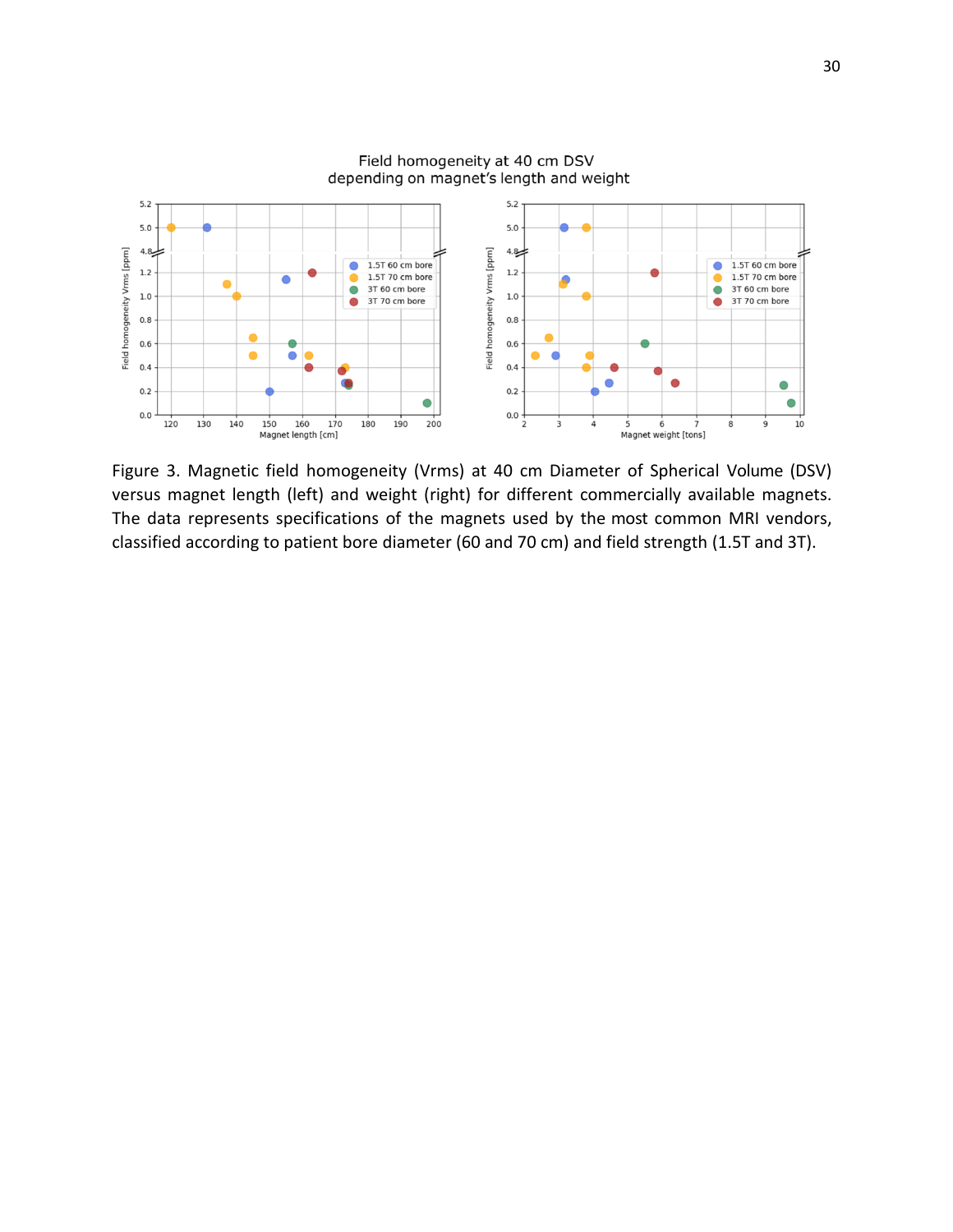Field homogeneity at 40 cm DSV
depending on magnet's length and weight

Field homogeneity Vrms [ppm]

5.2
5.0
4.8
1.2
1.0
0.8
0.6
0.4
0.2
0.0

120 130 140 150 160 170 180 190 200

Magnet length [cm]

2 3 4 5 6 7 8 9 10

Magnet weight [tons]

1.5T 60 cm bore
1.5T 70 cm bore
3T 60 cm bore
3T 70 cm bore

Figure 3. Magnetic field homogeneity (Vrms) at 40 cm Diameter of Spherical Volume (DSV) versus magnet length (left) and weight (right) for different commercially available magnets. The data represents specifications of the magnets used by the most common MRI vendors, classified according to patient bore diameter (60 and 70 cm) and field strength (1.5T and 3T).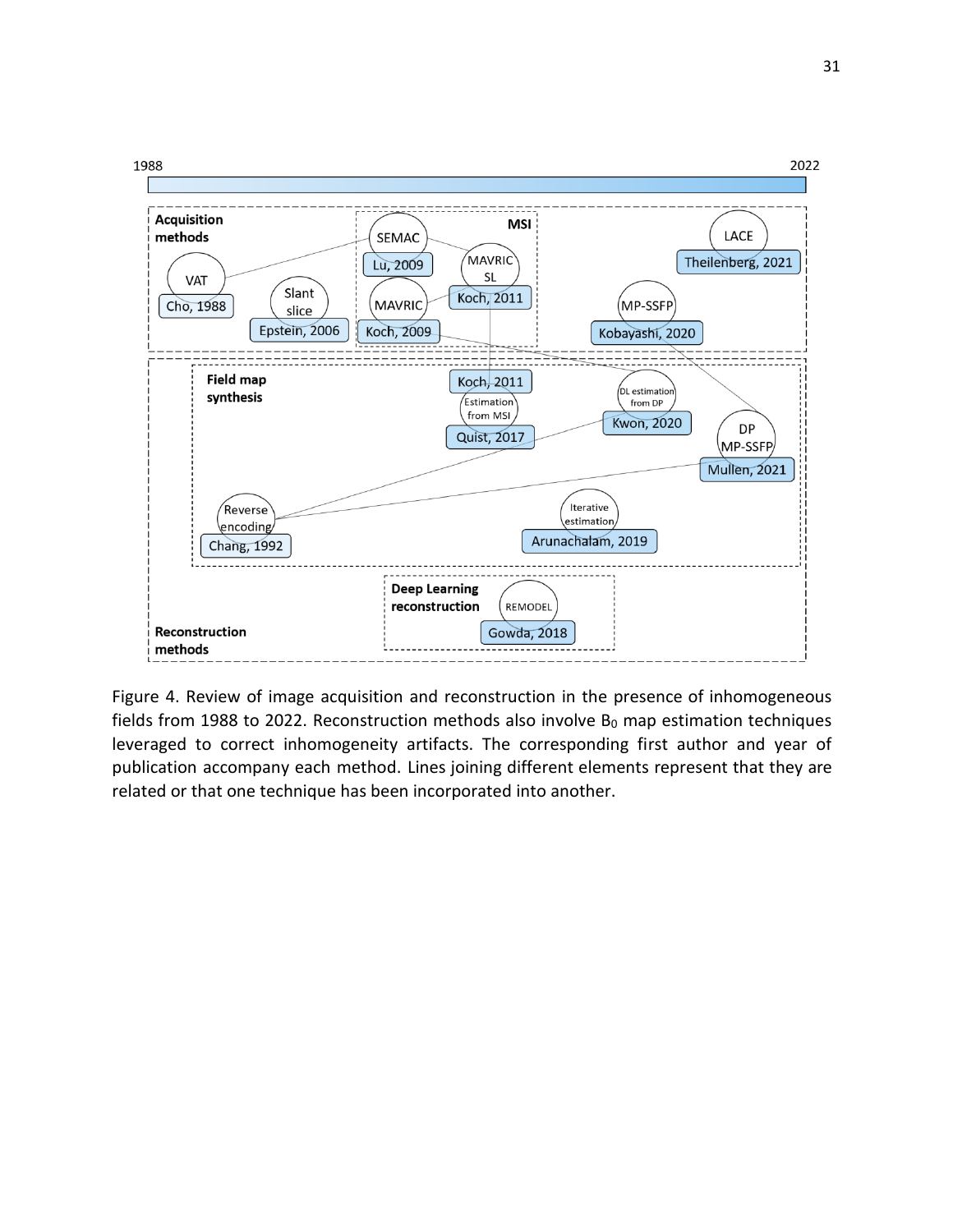1988

2022

Acquisition methods

MSI

SEMAC

Lu, 2009

MAVRIC SL

Koch, 2011

MAVRIC

Koch, 2009

VAT

Cho, 1988

Slant slice

Epstein, 2006

LACE

Theilenberg, 2021

MP-SSFP

Kobayashi, 2020

Field map synthesis

Koch, 2011

Estimation from MSI

Quist, 2017

DL estimation from DP

Kwon, 2020

DP MP-SSFP

Mullen, 2021

Reverse encoding

Chang, 1992

Iterative estimation

Arunachalam, 2019

Deep Learning reconstruction

REMODEL

Gowda, 2018

Reconstruction methods

Figure 4. Review of image acquisition and reconstruction in the presence of inhomogeneous fields from 1988 to 2022. Reconstruction methods also involve $B_0$ map estimation techniques leveraged to correct inhomogeneity artifacts. The corresponding first author and year of publication accompany each method. Lines joining different elements represent that they are related or that one technique has been incorporated into another.